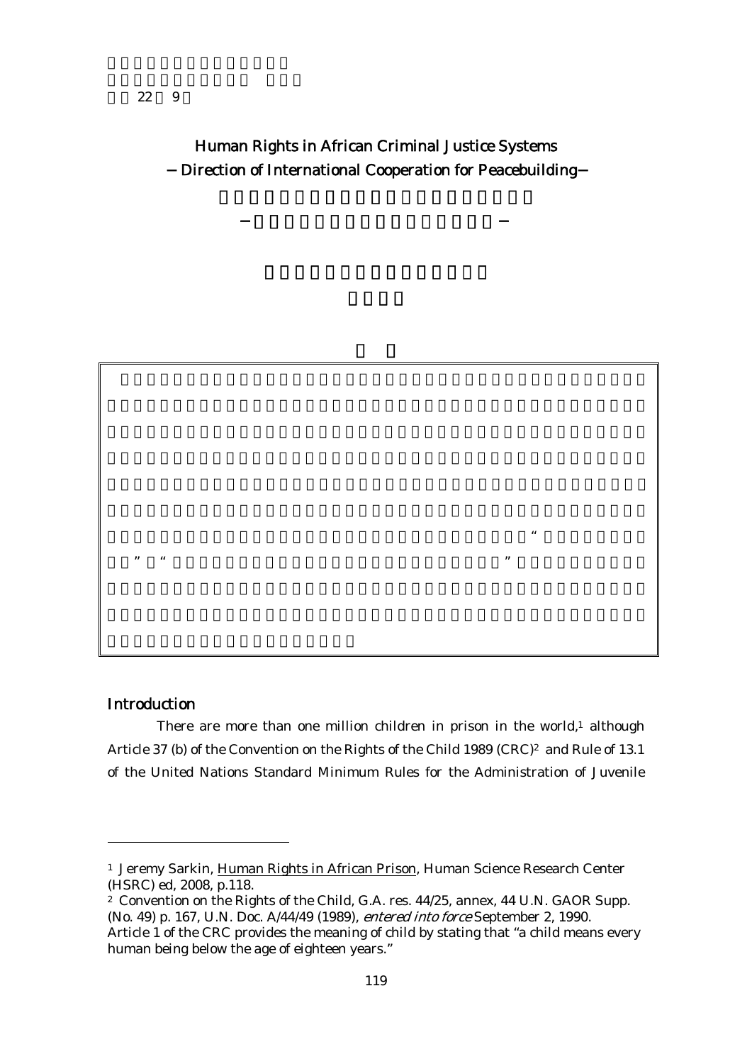22 9

# Human Rights in African Criminal Justice Systems
## −Direction of International Cooperation for Peacebuilding−

## Introduction

There are more than one million children in prison in the world,[1] although Article 37 (b) of the Convention on the Rights of the Child 1989 (CRC)[2] and Rule of 13.1 of the United Nations Standard Minimum Rules for the Administration of Juvenile

---

[1] Jeremy Sarkin, Human Rights in African Prison, Human Science Research Center (HSRC) ed, 2008, p.118.

[2] Convention on the Rights of the Child, G.A. res. 44/25, annex, 44 U.N. GAOR Supp. (No. 49) p. 167, U.N. Doc. A/44/49 (1989), *entered into force* September 2, 1990. Article 1 of the CRC provides the meaning of child by stating that "a child means every human being below the age of eighteen years."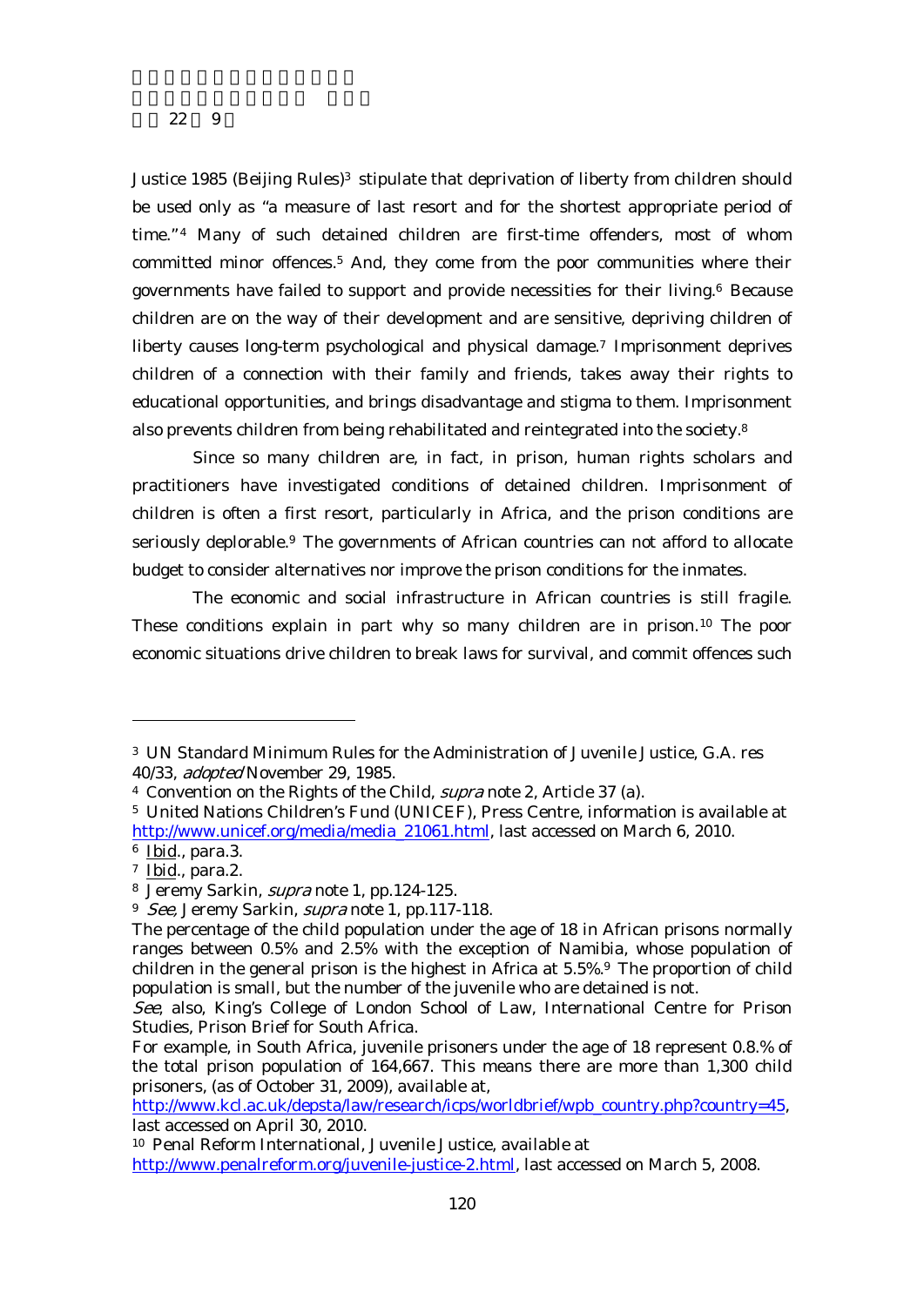Justice 1985 (Beijing Rules)[3] stipulate that deprivation of liberty from children should be used only as "a measure of last resort and for the shortest appropriate period of time."[4] Many of such detained children are first-time offenders, most of whom committed minor offences.[5] And, they come from the poor communities where their governments have failed to support and provide necessities for their living.[6] Because children are on the way of their development and are sensitive, depriving children of liberty causes long-term psychological and physical damage.[7] Imprisonment deprives children of a connection with their family and friends, takes away their rights to educational opportunities, and brings disadvantage and stigma to them. Imprisonment also prevents children from being rehabilitated and reintegrated into the society.[8]

Since so many children are, in fact, in prison, human rights scholars and practitioners have investigated conditions of detained children. Imprisonment of children is often a first resort, particularly in Africa, and the prison conditions are seriously deplorable.[9] The governments of African countries can not afford to allocate budget to consider alternatives nor improve the prison conditions for the inmates.

The economic and social infrastructure in African countries is still fragile. These conditions explain in part why so many children are in prison.[10] The poor economic situations drive children to break laws for survival, and commit offences such

---

[3] UN Standard Minimum Rules for the Administration of Juvenile Justice, G.A. res 40/33, *adopted* November 29, 1985.

[4] Convention on the Rights of the Child, *supra* note 2, Article 37 (a).

[5] United Nations Children's Fund (UNICEF), Press Centre, information is available at http://www.unicef.org/media/media_21061.html, last accessed on March 6, 2010.

[6] Ibid., para.3.

[7] Ibid., para.2.

[8] Jeremy Sarkin, *supra* note 1, pp.124-125.

[9] *See*, Jeremy Sarkin, *supra* note 1, pp.117-118.

The percentage of the child population under the age of 18 in African prisons normally ranges between 0.5% and 2.5% with the exception of Namibia, whose population of children in the general prison is the highest in Africa at 5.5%.[9] The proportion of child population is small, but the number of the juvenile who are detained is not.

*See*, also, King's College of London School of Law, International Centre for Prison Studies, Prison Brief for South Africa.

For example, in South Africa, juvenile prisoners under the age of 18 represent 0.8.% of the total prison population of 164,667. This means there are more than 1,300 child prisoners, (as of October 31, 2009), available at, http://www.kcl.ac.uk/depsta/law/research/icps/worldbrief/wpb_country.php?country=45, last accessed on April 30, 2010.

[10] Penal Reform International, Juvenile Justice, available at http://www.penalreform.org/juvenile-justice-2.html, last accessed on March 5, 2008.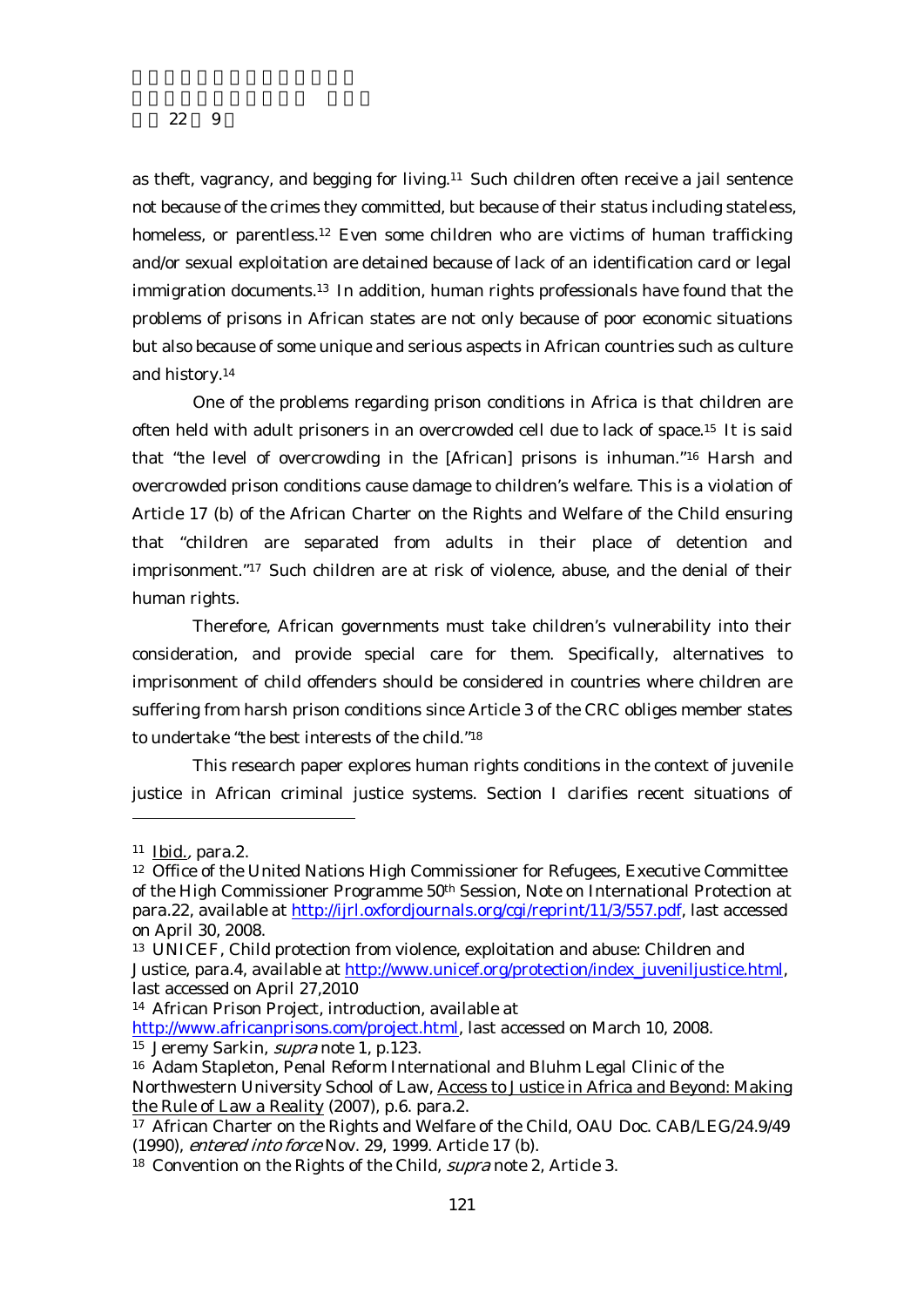as theft, vagrancy, and begging for living.[11] Such children often receive a jail sentence not because of the crimes they committed, but because of their status including stateless, homeless, or parentless.[12] Even some children who are victims of human trafficking and/or sexual exploitation are detained because of lack of an identification card or legal immigration documents.[13] In addition, human rights professionals have found that the problems of prisons in African states are not only because of poor economic situations but also because of some unique and serious aspects in African countries such as culture and history.[14]

One of the problems regarding prison conditions in Africa is that children are often held with adult prisoners in an overcrowded cell due to lack of space.[15] It is said that "the level of overcrowding in the [African] prisons is inhuman."[16] Harsh and overcrowded prison conditions cause damage to children's welfare. This is a violation of Article 17 (b) of the African Charter on the Rights and Welfare of the Child ensuring that "children are separated from adults in their place of detention and imprisonment."[17] Such children are at risk of violence, abuse, and the denial of their human rights.

Therefore, African governments must take children's vulnerability into their consideration, and provide special care for them. Specifically, alternatives to imprisonment of child offenders should be considered in countries where children are suffering from harsh prison conditions since Article 3 of the CRC obliges member states to undertake "the best interests of the child."[18]

This research paper explores human rights conditions in the context of juvenile justice in African criminal justice systems. Section I clarifies recent situations of

---

[11] Ibid., para.2.

[12] Office of the United Nations High Commissioner for Refugees, Executive Committee of the High Commissioner Programme 50th Session, Note on International Protection at para.22, available at http://ijrl.oxfordjournals.org/cgi/reprint/11/3/557.pdf, last accessed on April 30, 2008.

[13] UNICEF, Child protection from violence, exploitation and abuse: Children and Justice, para.4, available at http://www.unicef.org/protection/index_juveniljustice.html, last accessed on April 27,2010

[14] African Prison Project, introduction, available at http://www.africanprisons.com/project.html, last accessed on March 10, 2008.

[15] Jeremy Sarkin, *supra* note 1, p.123.

[16] Adam Stapleton, Penal Reform International and Bluhm Legal Clinic of the Northwestern University School of Law, Access to Justice in Africa and Beyond: Making the Rule of Law a Reality (2007), p.6. para.2.

[17] African Charter on the Rights and Welfare of the Child, OAU Doc. CAB/LEG/24.9/49 (1990), *entered into force* Nov. 29, 1999. Article 17 (b).

[18] Convention on the Rights of the Child, *supra* note 2, Article 3.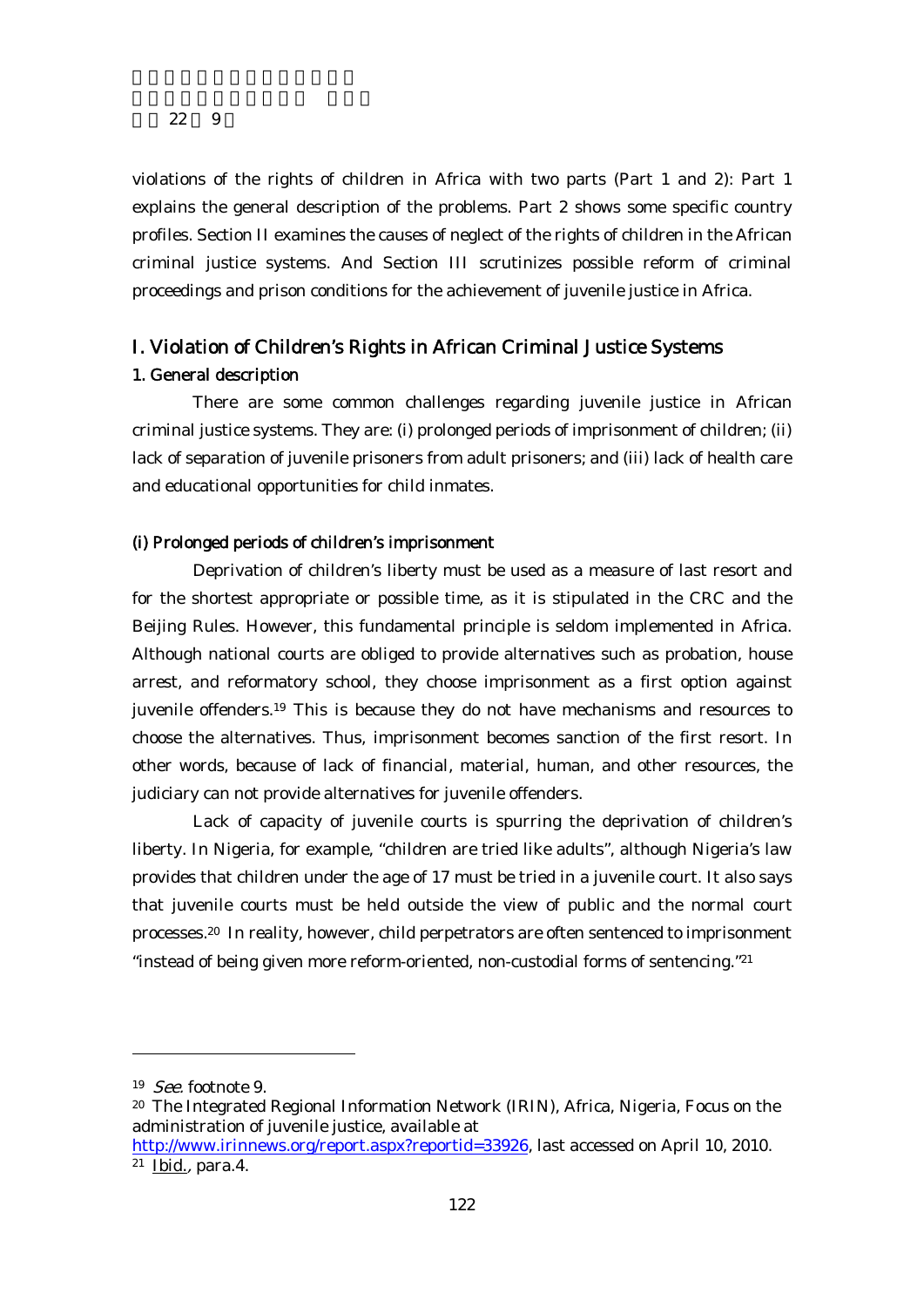violations of the rights of children in Africa with two parts (Part 1 and 2): Part 1 explains the general description of the problems. Part 2 shows some specific country profiles. Section II examines the causes of neglect of the rights of children in the African criminal justice systems. And Section III scrutinizes possible reform of criminal proceedings and prison conditions for the achievement of juvenile justice in Africa.

## I. Violation of Children's Rights in African Criminal Justice Systems

### 1. General description

There are some common challenges regarding juvenile justice in African criminal justice systems. They are: (i) prolonged periods of imprisonment of children; (ii) lack of separation of juvenile prisoners from adult prisoners; and (iii) lack of health care and educational opportunities for child inmates.

#### (i) Prolonged periods of children's imprisonment

Deprivation of children's liberty must be used as a measure of last resort and for the shortest appropriate or possible time, as it is stipulated in the CRC and the Beijing Rules. However, this fundamental principle is seldom implemented in Africa. Although national courts are obliged to provide alternatives such as probation, house arrest, and reformatory school, they choose imprisonment as a first option against juvenile offenders.[19] This is because they do not have mechanisms and resources to choose the alternatives. Thus, imprisonment becomes sanction of the first resort. In other words, because of lack of financial, material, human, and other resources, the judiciary can not provide alternatives for juvenile offenders.

Lack of capacity of juvenile courts is spurring the deprivation of children's liberty. In Nigeria, for example, "children are tried like adults", although Nigeria's law provides that children under the age of 17 must be tried in a juvenile court. It also says that juvenile courts must be held outside the view of public and the normal court processes.[20] In reality, however, child perpetrators are often sentenced to imprisonment "instead of being given more reform-oriented, non-custodial forms of sentencing."[21]

---

[19] *See.* footnote 9.

[20] The Integrated Regional Information Network (IRIN), Africa, Nigeria, Focus on the administration of juvenile justice, available at http://www.irinnews.org/report.aspx?reportid=33926, last accessed on April 10, 2010.

[21] Ibid., para.4.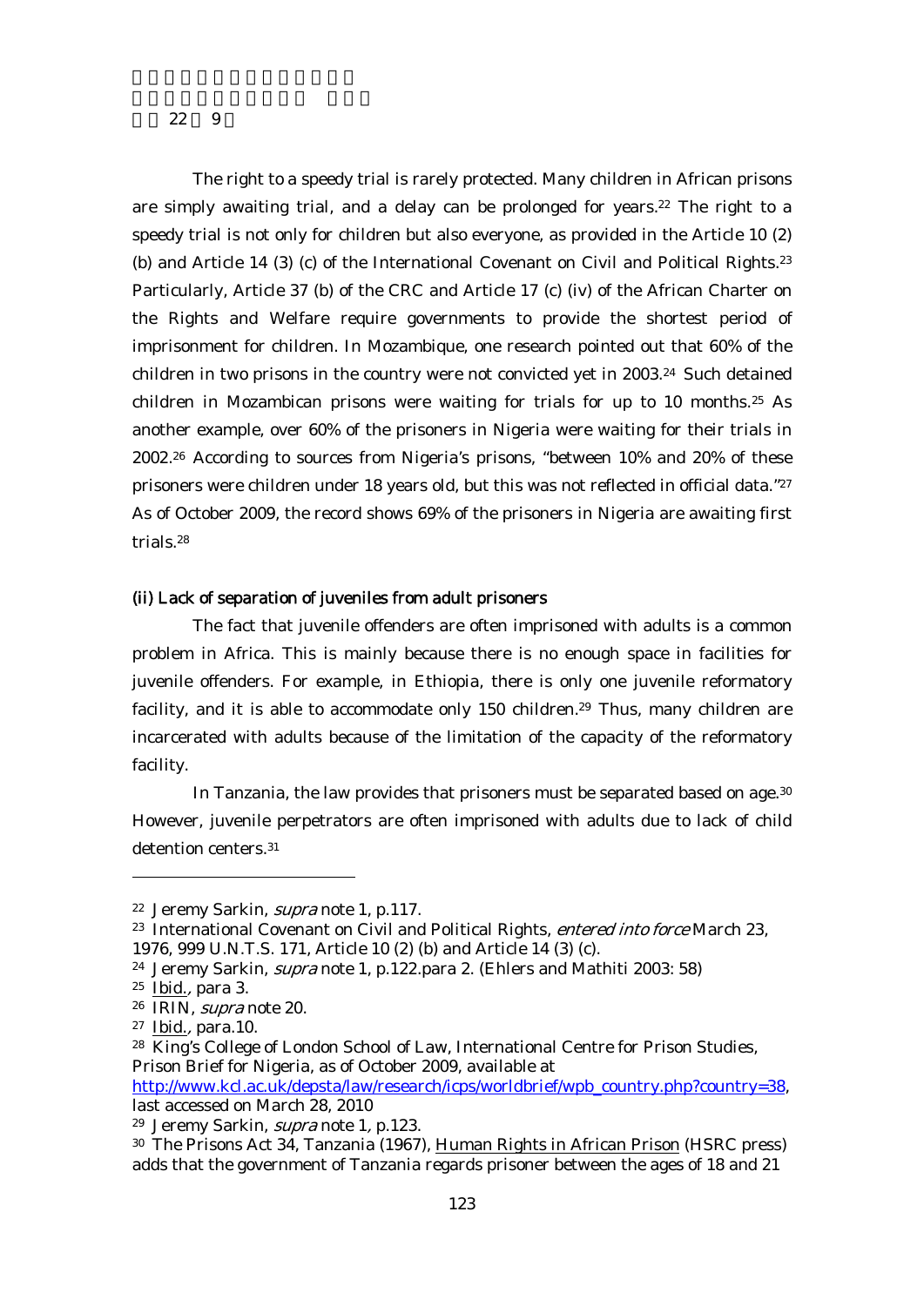The right to a speedy trial is rarely protected. Many children in African prisons are simply awaiting trial, and a delay can be prolonged for years.[22] The right to a speedy trial is not only for children but also everyone, as provided in the Article 10 (2) (b) and Article 14 (3) (c) of the International Covenant on Civil and Political Rights.[23] Particularly, Article 37 (b) of the CRC and Article 17 (c) (iv) of the African Charter on the Rights and Welfare require governments to provide the shortest period of imprisonment for children. In Mozambique, one research pointed out that 60% of the children in two prisons in the country were not convicted yet in 2003.[24] Such detained children in Mozambican prisons were waiting for trials for up to 10 months.[25] As another example, over 60% of the prisoners in Nigeria were waiting for their trials in 2002.[26] According to sources from Nigeria's prisons, "between 10% and 20% of these prisoners were children under 18 years old, but this was not reflected in official data."[27] As of October 2009, the record shows 69% of the prisoners in Nigeria are awaiting first trials.[28]

#### (ii) Lack of separation of juveniles from adult prisoners

The fact that juvenile offenders are often imprisoned with adults is a common problem in Africa. This is mainly because there is no enough space in facilities for juvenile offenders. For example, in Ethiopia, there is only one juvenile reformatory facility, and it is able to accommodate only 150 children.[29] Thus, many children are incarcerated with adults because of the limitation of the capacity of the reformatory facility.

In Tanzania, the law provides that prisoners must be separated based on age.[30] However, juvenile perpetrators are often imprisoned with adults due to lack of child detention centers.[31]

---

[22] Jeremy Sarkin, *supra* note 1, p.117.

[23] International Covenant on Civil and Political Rights, *entered into force* March 23, 1976, 999 U.N.T.S. 171, Article 10 (2) (b) and Article 14 (3) (c).

[24] Jeremy Sarkin, *supra* note 1, p.122.para 2. (Ehlers and Mathiti 2003: 58)

[25] Ibid., para 3.

[26] IRIN, *supra* note 20.

[27] Ibid., para.10.

[28] King's College of London School of Law, International Centre for Prison Studies, Prison Brief for Nigeria, as of October 2009, available at http://www.kcl.ac.uk/depsta/law/research/icps/worldbrief/wpb_country.php?country=38, last accessed on March 28, 2010

[29] Jeremy Sarkin, *supra* note 1, p.123.

[30] The Prisons Act 34, Tanzania (1967), Human Rights in African Prison (HSRC press) adds that the government of Tanzania regards prisoner between the ages of 18 and 21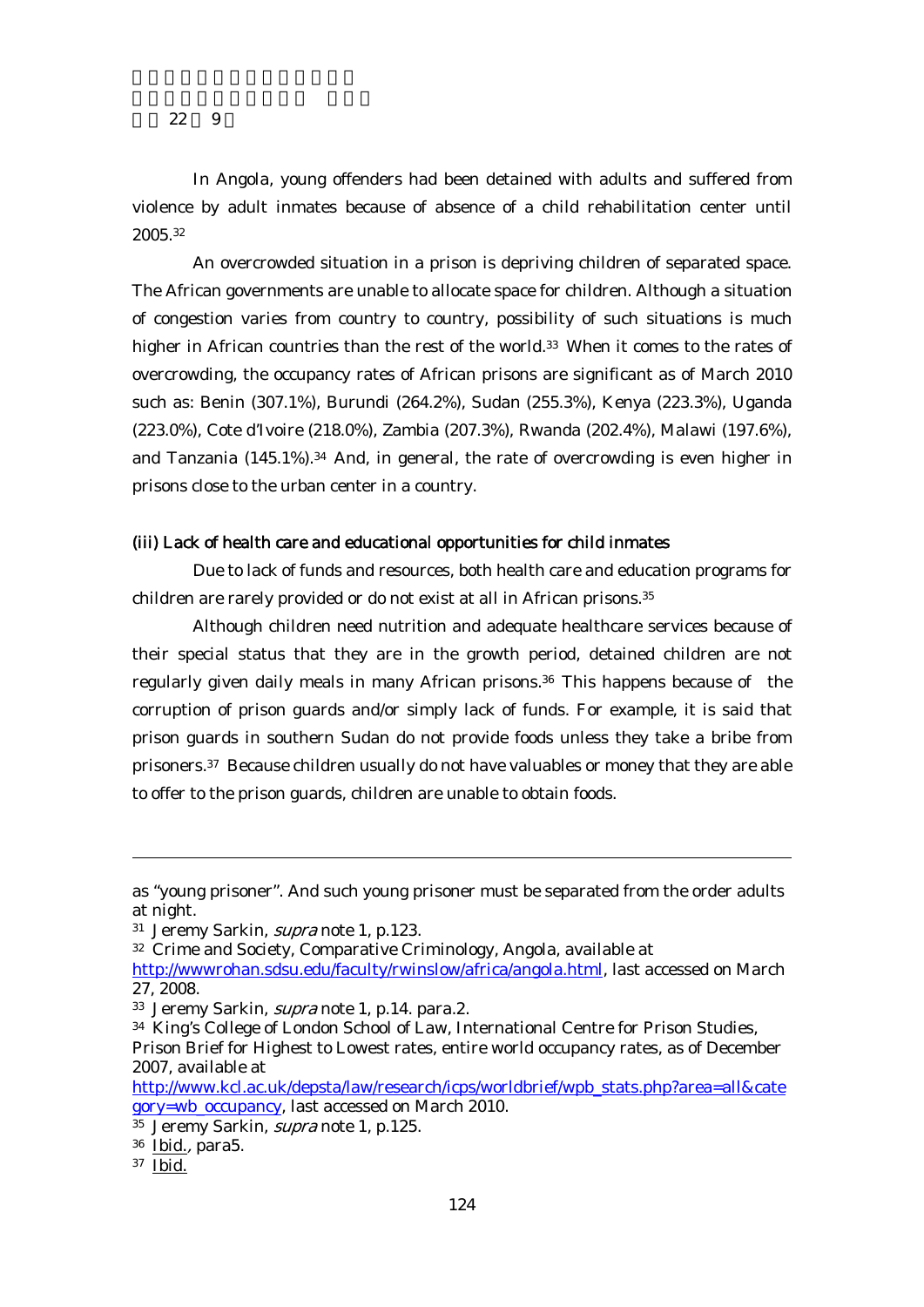In Angola, young offenders had been detained with adults and suffered from violence by adult inmates because of absence of a child rehabilitation center until 2005.[32]

An overcrowded situation in a prison is depriving children of separated space. The African governments are unable to allocate space for children. Although a situation of congestion varies from country to country, possibility of such situations is much higher in African countries than the rest of the world.[33] When it comes to the rates of overcrowding, the occupancy rates of African prisons are significant as of March 2010 such as: Benin (307.1%), Burundi (264.2%), Sudan (255.3%), Kenya (223.3%), Uganda (223.0%), Cote d'Ivoire (218.0%), Zambia (207.3%), Rwanda (202.4%), Malawi (197.6%), and Tanzania (145.1%).[34] And, in general, the rate of overcrowding is even higher in prisons close to the urban center in a country.

#### (iii) Lack of health care and educational opportunities for child inmates

Due to lack of funds and resources, both health care and education programs for children are rarely provided or do not exist at all in African prisons.[35]

Although children need nutrition and adequate healthcare services because of their special status that they are in the growth period, detained children are not regularly given daily meals in many African prisons.[36] This happens because of the corruption of prison guards and/or simply lack of funds. For example, it is said that prison guards in southern Sudan do not provide foods unless they take a bribe from prisoners.[37] Because children usually do not have valuables or money that they are able to offer to the prison guards, children are unable to obtain foods.

---

as "young prisoner". And such young prisoner must be separated from the order adults at night.

[31] Jeremy Sarkin, *supra* note 1, p.123.

[32] Crime and Society, Comparative Criminology, Angola, available at http://wwwrohan.sdsu.edu/faculty/rwinslow/africa/angola.html, last accessed on March 27, 2008.

[33] Jeremy Sarkin, *supra* note 1, p.14. para.2.

[34] King's College of London School of Law, International Centre for Prison Studies, Prison Brief for Highest to Lowest rates, entire world occupancy rates, as of December 2007, available at http://www.kcl.ac.uk/depsta/law/research/icps/worldbrief/wpb_stats.php?area=all&category=wb_occupancy, last accessed on March 2010.

[35] Jeremy Sarkin, *supra* note 1, p.125.

[36] Ibid., para5.

[37] Ibid.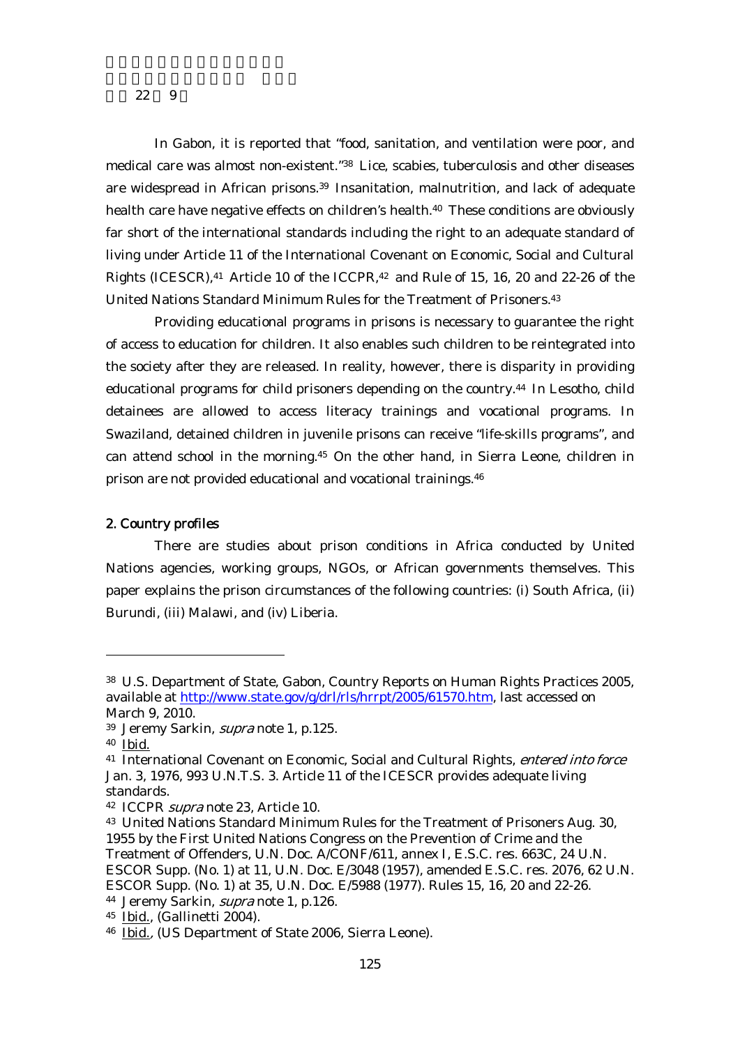In Gabon, it is reported that "food, sanitation, and ventilation were poor, and medical care was almost non-existent."[38] Lice, scabies, tuberculosis and other diseases are widespread in African prisons.[39] Insanitation, malnutrition, and lack of adequate health care have negative effects on children's health.[40] These conditions are obviously far short of the international standards including the right to an adequate standard of living under Article 11 of the International Covenant on Economic, Social and Cultural Rights (ICESCR),[41] Article 10 of the ICCPR,[42] and Rule of 15, 16, 20 and 22-26 of the United Nations Standard Minimum Rules for the Treatment of Prisoners.[43]

Providing educational programs in prisons is necessary to guarantee the right of access to education for children. It also enables such children to be reintegrated into the society after they are released. In reality, however, there is disparity in providing educational programs for child prisoners depending on the country.[44] In Lesotho, child detainees are allowed to access literacy trainings and vocational programs. In Swaziland, detained children in juvenile prisons can receive "life-skills programs", and can attend school in the morning.[45] On the other hand, in Sierra Leone, children in prison are not provided educational and vocational trainings.[46]

## 2. Country profiles

There are studies about prison conditions in Africa conducted by United Nations agencies, working groups, NGOs, or African governments themselves. This paper explains the prison circumstances of the following countries: (i) South Africa, (ii) Burundi, (iii) Malawi, and (iv) Liberia.

---

[38] U.S. Department of State, Gabon, Country Reports on Human Rights Practices 2005, available at http://www.state.gov/g/drl/rls/hrrpt/2005/61570.htm, last accessed on March 9, 2010.

[39] Jeremy Sarkin, *supra* note 1, p.125.

[40] Ibid.

[41] International Covenant on Economic, Social and Cultural Rights, *entered into force* Jan. 3, 1976, 993 U.N.T.S. 3. Article 11 of the ICESCR provides adequate living standards.

[42] ICCPR *supra* note 23, Article 10.

[43] United Nations Standard Minimum Rules for the Treatment of Prisoners Aug. 30, 1955 by the First United Nations Congress on the Prevention of Crime and the Treatment of Offenders, U.N. Doc. A/CONF/611, annex I, E.S.C. res. 663C, 24 U.N. ESCOR Supp. (No. 1) at 11, U.N. Doc. E/3048 (1957), amended E.S.C. res. 2076, 62 U.N. ESCOR Supp. (No. 1) at 35, U.N. Doc. E/5988 (1977). Rules 15, 16, 20 and 22-26.

[44] Jeremy Sarkin, *supra* note 1, p.126.

[45] Ibid., (Gallinetti 2004).

[46] Ibid., (US Department of State 2006, Sierra Leone).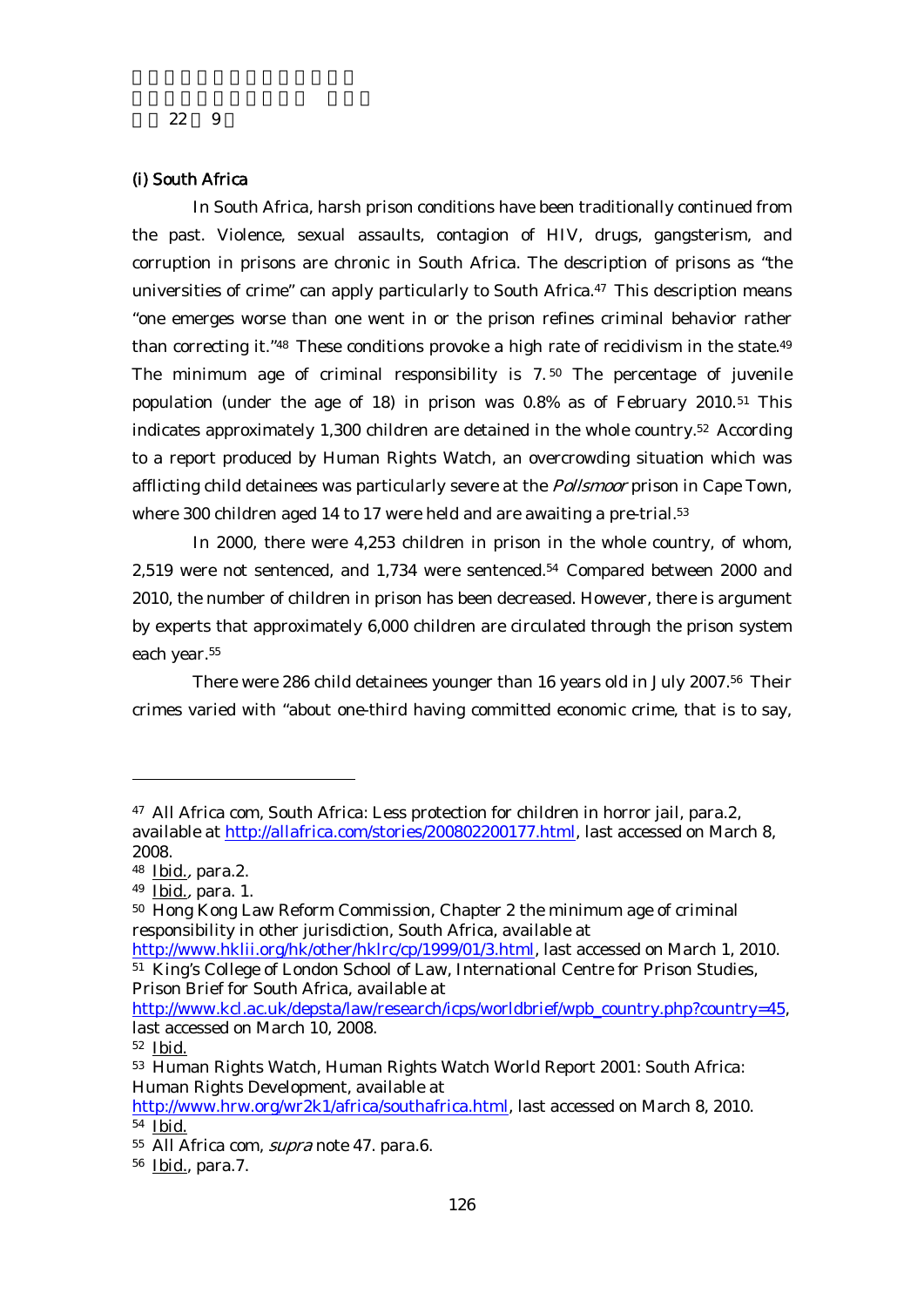### (i) South Africa

In South Africa, harsh prison conditions have been traditionally continued from the past. Violence, sexual assaults, contagion of HIV, drugs, gangsterism, and corruption in prisons are chronic in South Africa. The description of prisons as "the universities of crime" can apply particularly to South Africa.[47] This description means "one emerges worse than one went in or the prison refines criminal behavior rather than correcting it."[48] These conditions provoke a high rate of recidivism in the state.[49] The minimum age of criminal responsibility is 7.[50] The percentage of juvenile population (under the age of 18) in prison was 0.8% as of February 2010.[51] This indicates approximately 1,300 children are detained in the whole country.[52] According to a report produced by Human Rights Watch, an overcrowding situation which was afflicting child detainees was particularly severe at the *Pollsmoor* prison in Cape Town, where 300 children aged 14 to 17 were held and are awaiting a pre-trial.[53]

In 2000, there were 4,253 children in prison in the whole country, of whom, 2,519 were not sentenced, and 1,734 were sentenced.[54] Compared between 2000 and 2010, the number of children in prison has been decreased. However, there is argument by experts that approximately 6,000 children are circulated through the prison system each year.[55]

There were 286 child detainees younger than 16 years old in July 2007.[56] Their crimes varied with "about one-third having committed economic crime, that is to say,

---

[47] All Africa com, South Africa: Less protection for children in horror jail, para.2, available at http://allafrica.com/stories/200802200177.html, last accessed on March 8, 2008.

[48] Ibid., para.2.

[49] Ibid., para. 1.

[50] Hong Kong Law Reform Commission, Chapter 2 the minimum age of criminal responsibility in other jurisdiction, South Africa, available at http://www.hklii.org/hk/other/hklrc/cp/1999/01/3.html, last accessed on March 1, 2010.

[51] King's College of London School of Law, International Centre for Prison Studies, Prison Brief for South Africa, available at http://www.kcl.ac.uk/depsta/law/research/icps/worldbrief/wpb_country.php?country=45, last accessed on March 10, 2008.

[52] Ibid.

[53] Human Rights Watch, Human Rights Watch World Report 2001: South Africa: Human Rights Development, available at http://www.hrw.org/wr2k1/africa/southafrica.html, last accessed on March 8, 2010.

[54] Ibid.

[55] All Africa com, *supra* note 47. para.6.

[56] Ibid., para.7.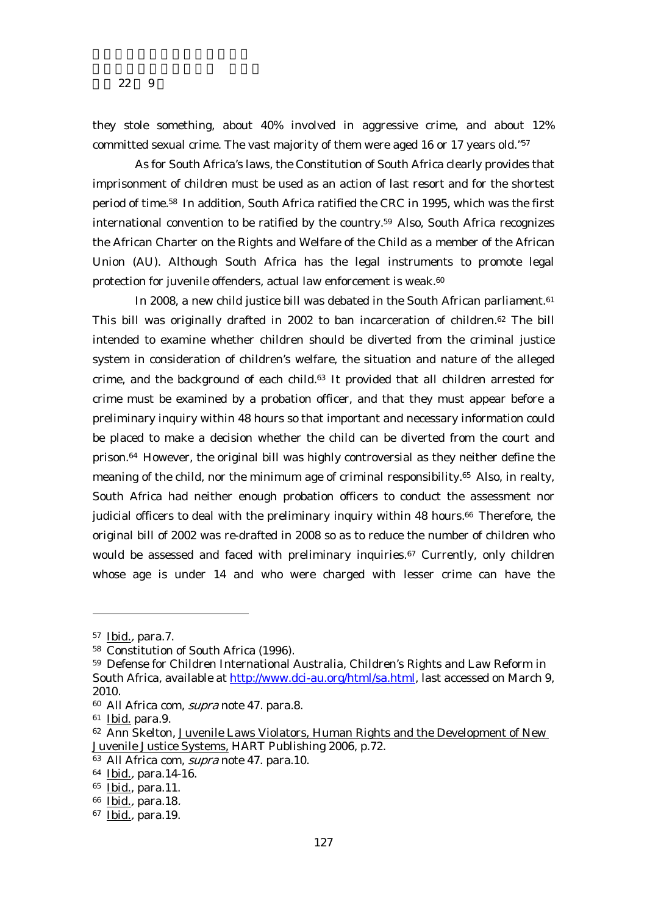they stole something, about 40% involved in aggressive crime, and about 12% committed sexual crime. The vast majority of them were aged 16 or 17 years old."[57]

As for South Africa's laws, the Constitution of South Africa clearly provides that imprisonment of children must be used as an action of last resort and for the shortest period of time.[58] In addition, South Africa ratified the CRC in 1995, which was the first international convention to be ratified by the country.[59] Also, South Africa recognizes the African Charter on the Rights and Welfare of the Child as a member of the African Union (AU). Although South Africa has the legal instruments to promote legal protection for juvenile offenders, actual law enforcement is weak.[60]

In 2008, a new child justice bill was debated in the South African parliament.[61] This bill was originally drafted in 2002 to ban incarceration of children.[62] The bill intended to examine whether children should be diverted from the criminal justice system in consideration of children's welfare, the situation and nature of the alleged crime, and the background of each child.[63] It provided that all children arrested for crime must be examined by a probation officer, and that they must appear before a preliminary inquiry within 48 hours so that important and necessary information could be placed to make a decision whether the child can be diverted from the court and prison.[64] However, the original bill was highly controversial as they neither define the meaning of the child, nor the minimum age of criminal responsibility.[65] Also, in realty, South Africa had neither enough probation officers to conduct the assessment nor judicial officers to deal with the preliminary inquiry within 48 hours.[66] Therefore, the original bill of 2002 was re-drafted in 2008 so as to reduce the number of children who would be assessed and faced with preliminary inquiries.[67] Currently, only children whose age is under 14 and who were charged with lesser crime can have the

---

[57] Ibid., para.7.

[58] Constitution of South Africa (1996).

[59] Defense for Children International Australia, Children's Rights and Law Reform in South Africa, available at http://www.dci-au.org/html/sa.html, last accessed on March 9, 2010.

[60] All Africa com, *supra* note 47. para.8.

[61] Ibid. para.9.

[62] Ann Skelton, Juvenile Laws Violators, Human Rights and the Development of New Juvenile Justice Systems, HART Publishing 2006, p.72.

[63] All Africa com, *supra* note 47. para.10.

[64] Ibid., para.14-16.

[65] Ibid., para.11.

[66] Ibid., para.18.

[67] Ibid., para.19.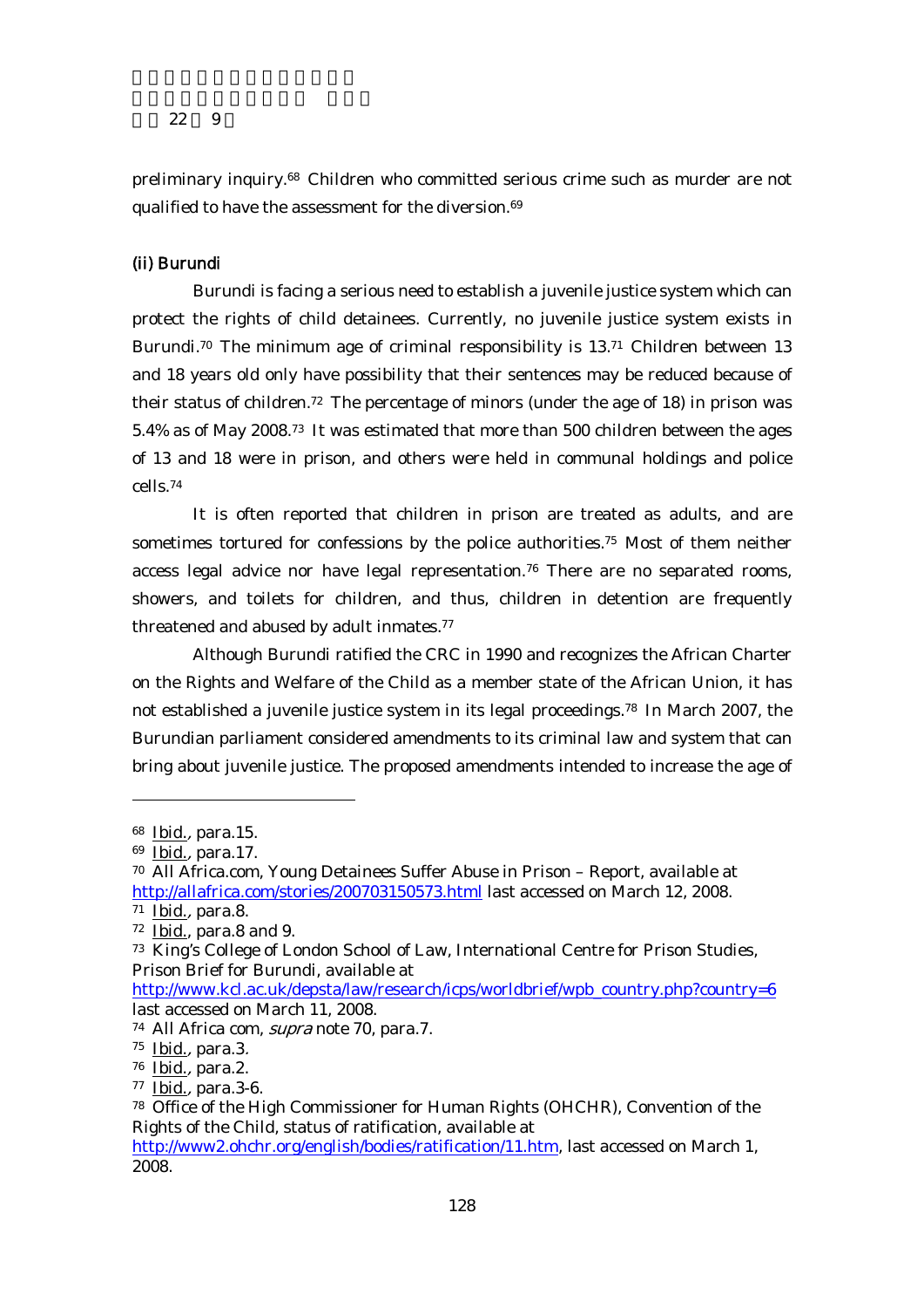preliminary inquiry.[68] Children who committed serious crime such as murder are not qualified to have the assessment for the diversion.[69]

### (ii) Burundi

Burundi is facing a serious need to establish a juvenile justice system which can protect the rights of child detainees. Currently, no juvenile justice system exists in Burundi.[70] The minimum age of criminal responsibility is 13.[71] Children between 13 and 18 years old only have possibility that their sentences may be reduced because of their status of children.[72] The percentage of minors (under the age of 18) in prison was 5.4% as of May 2008.[73] It was estimated that more than 500 children between the ages of 13 and 18 were in prison, and others were held in communal holdings and police cells.[74]

It is often reported that children in prison are treated as adults, and are sometimes tortured for confessions by the police authorities.[75] Most of them neither access legal advice nor have legal representation.[76] There are no separated rooms, showers, and toilets for children, and thus, children in detention are frequently threatened and abused by adult inmates.[77]

Although Burundi ratified the CRC in 1990 and recognizes the African Charter on the Rights and Welfare of the Child as a member state of the African Union, it has not established a juvenile justice system in its legal proceedings.[78] In March 2007, the Burundian parliament considered amendments to its criminal law and system that can bring about juvenile justice. The proposed amendments intended to increase the age of

---

[68] Ibid., para.15.

[69] Ibid., para.17.

[70] All Africa.com, Young Detainees Suffer Abuse in Prison – Report, available at http://allafrica.com/stories/200703150573.html last accessed on March 12, 2008.

[71] Ibid., para.8.

[72] Ibid., para.8 and 9.

[73] King's College of London School of Law, International Centre for Prison Studies, Prison Brief for Burundi, available at http://www.kcl.ac.uk/depsta/law/research/icps/worldbrief/wpb_country.php?country=6 last accessed on March 11, 2008.

[74] All Africa com, *supra* note 70, para.7.

[75] Ibid., para.3.

[76] Ibid., para.2.

[77] Ibid., para.3-6.

[78] Office of the High Commissioner for Human Rights (OHCHR), Convention of the Rights of the Child, status of ratification, available at http://www2.ohchr.org/english/bodies/ratification/11.htm, last accessed on March 1, 2008.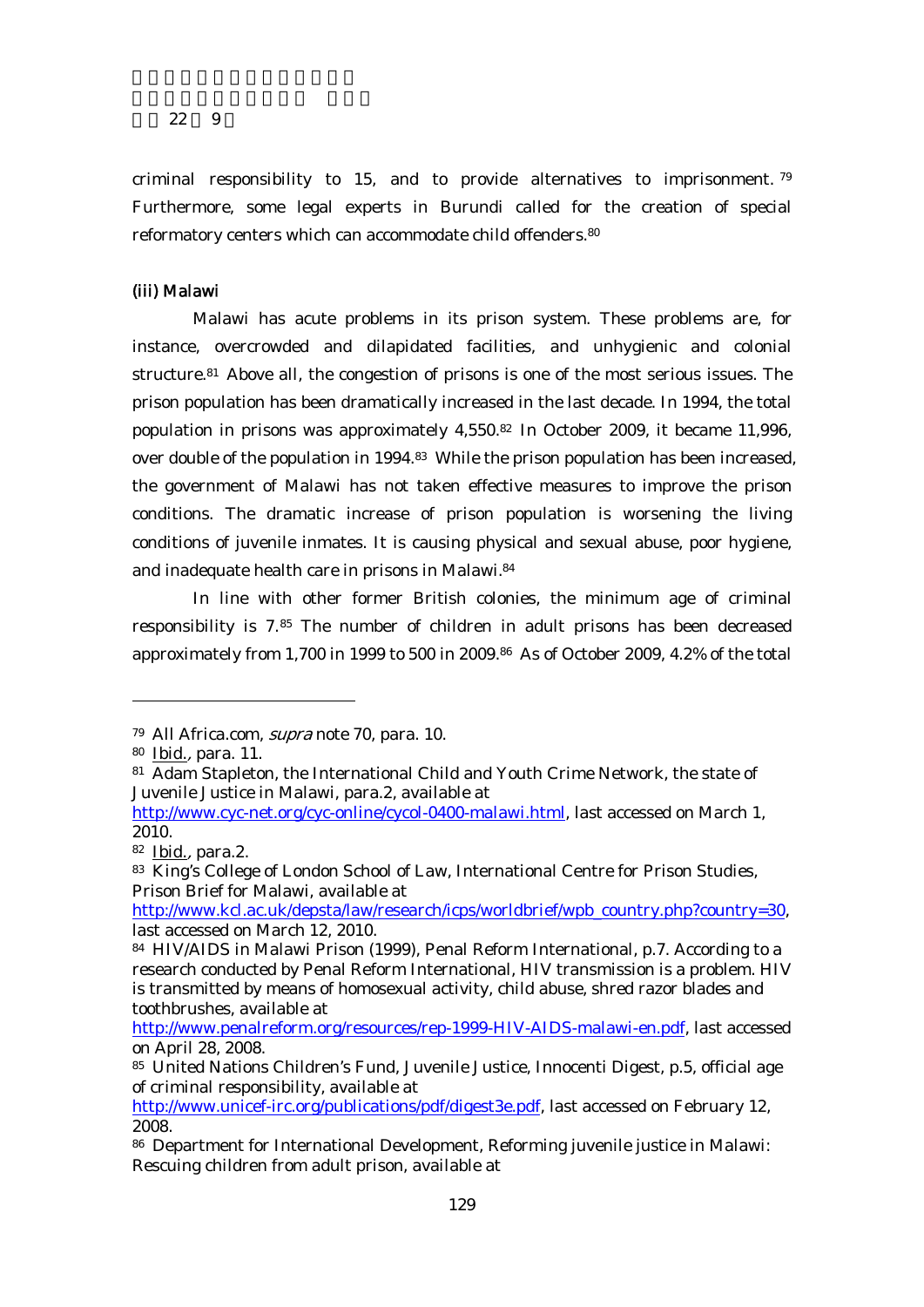criminal responsibility to 15, and to provide alternatives to imprisonment.[79] Furthermore, some legal experts in Burundi called for the creation of special reformatory centers which can accommodate child offenders.[80]

### (iii) Malawi

Malawi has acute problems in its prison system. These problems are, for instance, overcrowded and dilapidated facilities, and unhygienic and colonial structure.[81] Above all, the congestion of prisons is one of the most serious issues. The prison population has been dramatically increased in the last decade. In 1994, the total population in prisons was approximately 4,550.[82] In October 2009, it became 11,996, over double of the population in 1994.[83] While the prison population has been increased, the government of Malawi has not taken effective measures to improve the prison conditions. The dramatic increase of prison population is worsening the living conditions of juvenile inmates. It is causing physical and sexual abuse, poor hygiene, and inadequate health care in prisons in Malawi.[84]

In line with other former British colonies, the minimum age of criminal responsibility is 7.[85] The number of children in adult prisons has been decreased approximately from 1,700 in 1999 to 500 in 2009.[86] As of October 2009, 4.2% of the total

---

[79] All Africa.com, *supra* note 70, para. 10.

[80] Ibid., para. 11.

[81] Adam Stapleton, the International Child and Youth Crime Network, the state of Juvenile Justice in Malawi, para.2, available at http://www.cyc-net.org/cyc-online/cycol-0400-malawi.html, last accessed on March 1, 2010.

[82] Ibid., para.2.

[83] King's College of London School of Law, International Centre for Prison Studies, Prison Brief for Malawi, available at http://www.kcl.ac.uk/depsta/law/research/icps/worldbrief/wpb_country.php?country=30, last accessed on March 12, 2010.

[84] HIV/AIDS in Malawi Prison (1999), Penal Reform International, p.7. According to a research conducted by Penal Reform International, HIV transmission is a problem. HIV is transmitted by means of homosexual activity, child abuse, shred razor blades and toothbrushes, available at http://www.penalreform.org/resources/rep-1999-HIV-AIDS-malawi-en.pdf, last accessed on April 28, 2008.

[85] United Nations Children's Fund, Juvenile Justice, Innocenti Digest, p.5, official age of criminal responsibility, available at http://www.unicef-irc.org/publications/pdf/digest3e.pdf, last accessed on February 12, 2008.

[86] Department for International Development, Reforming juvenile justice in Malawi: Rescuing children from adult prison, available at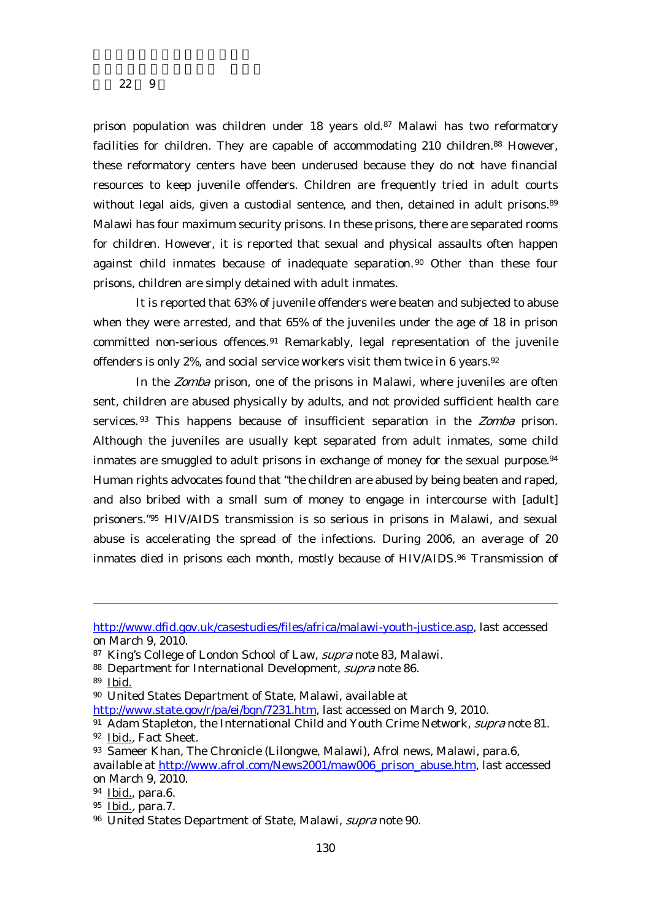prison population was children under 18 years old.[87] Malawi has two reformatory facilities for children. They are capable of accommodating 210 children.[88] However, these reformatory centers have been underused because they do not have financial resources to keep juvenile offenders. Children are frequently tried in adult courts without legal aids, given a custodial sentence, and then, detained in adult prisons.[89] Malawi has four maximum security prisons. In these prisons, there are separated rooms for children. However, it is reported that sexual and physical assaults often happen against child inmates because of inadequate separation.[90] Other than these four prisons, children are simply detained with adult inmates.

It is reported that 63% of juvenile offenders were beaten and subjected to abuse when they were arrested, and that 65% of the juveniles under the age of 18 in prison committed non-serious offences.[91] Remarkably, legal representation of the juvenile offenders is only 2%, and social service workers visit them twice in 6 years.[92]

In the *Zomba* prison, one of the prisons in Malawi, where juveniles are often sent, children are abused physically by adults, and not provided sufficient health care services.[93] This happens because of insufficient separation in the *Zomba* prison. Although the juveniles are usually kept separated from adult inmates, some child inmates are smuggled to adult prisons in exchange of money for the sexual purpose.[94] Human rights advocates found that "the children are abused by being beaten and raped, and also bribed with a small sum of money to engage in intercourse with [adult] prisoners."[95] HIV/AIDS transmission is so serious in prisons in Malawi, and sexual abuse is accelerating the spread of the infections. During 2006, an average of 20 inmates died in prisons each month, mostly because of HIV/AIDS.[96] Transmission of

---

http://www.dfid.gov.uk/casestudies/files/africa/malawi-youth-justice.asp, last accessed on March 9, 2010.

[87] King's College of London School of Law, *supra* note 83, Malawi.

[88] Department for International Development, *supra* note 86.

[89] Ibid.

[90] United States Department of State, Malawi, available at http://www.state.gov/r/pa/ei/bgn/7231.htm, last accessed on March 9, 2010.

[91] Adam Stapleton, the International Child and Youth Crime Network, *supra* note 81.

[92] Ibid., Fact Sheet.

[93] Sameer Khan, The Chronicle (Lilongwe, Malawi), Afrol news, Malawi, para.6, available at http://www.afrol.com/News2001/maw006_prison_abuse.htm, last accessed on March 9, 2010.

[94] Ibid., para.6.

[95] Ibid., para.7.

[96] United States Department of State, Malawi, *supra* note 90.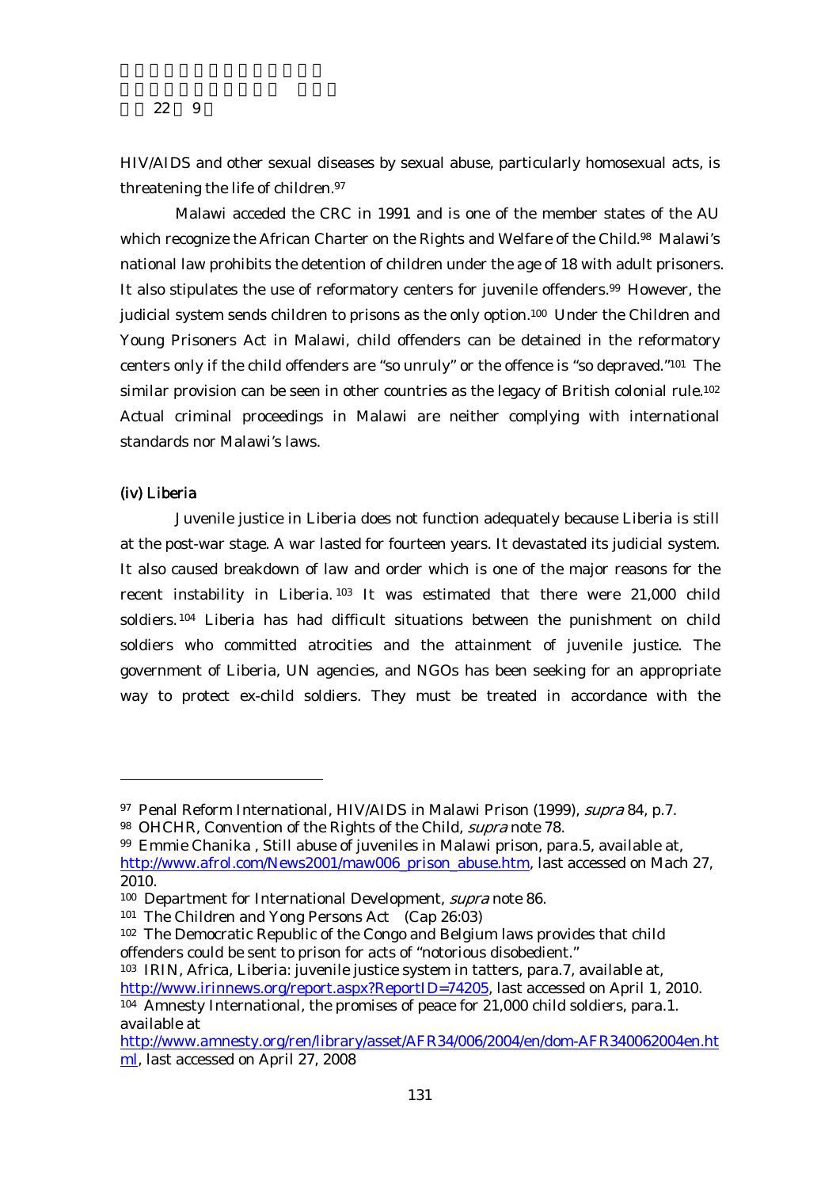HIV/AIDS and other sexual diseases by sexual abuse, particularly homosexual acts, is threatening the life of children.[97]

Malawi acceded the CRC in 1991 and is one of the member states of the AU which recognize the African Charter on the Rights and Welfare of the Child.[98] Malawi's national law prohibits the detention of children under the age of 18 with adult prisoners. It also stipulates the use of reformatory centers for juvenile offenders.[99] However, the judicial system sends children to prisons as the only option.[100] Under the Children and Young Prisoners Act in Malawi, child offenders can be detained in the reformatory centers only if the child offenders are "so unruly" or the offence is "so depraved."[101] The similar provision can be seen in other countries as the legacy of British colonial rule.[102] Actual criminal proceedings in Malawi are neither complying with international standards nor Malawi's laws.

#### (iv) Liberia

Juvenile justice in Liberia does not function adequately because Liberia is still at the post-war stage. A war lasted for fourteen years. It devastated its judicial system. It also caused breakdown of law and order which is one of the major reasons for the recent instability in Liberia.[103] It was estimated that there were 21,000 child soldiers.[104] Liberia has had difficult situations between the punishment on child soldiers who committed atrocities and the attainment of juvenile justice. The government of Liberia, UN agencies, and NGOs has been seeking for an appropriate way to protect ex-child soldiers. They must be treated in accordance with the

---

[97] Penal Reform International, HIV/AIDS in Malawi Prison (1999), *supra* 84, p.7.

[98] OHCHR, Convention of the Rights of the Child, *supra* note 78.

[99] Emmie Chanika , Still abuse of juveniles in Malawi prison, para.5, available at, http://www.afrol.com/News2001/maw006_prison_abuse.htm, last accessed on Mach 27, 2010.

[100] Department for International Development, *supra* note 86.

[101] The Children and Yong Persons Act (Cap 26:03)

[102] The Democratic Republic of the Congo and Belgium laws provides that child offenders could be sent to prison for acts of "notorious disobedient."

[103] IRIN, Africa, Liberia: juvenile justice system in tatters, para.7, available at, http://www.irinnews.org/report.aspx?ReportID=74205, last accessed on April 1, 2010.

[104] Amnesty International, the promises of peace for 21,000 child soldiers, para.1. available at http://www.amnesty.org/ren/library/asset/AFR34/006/2004/en/dom-AFR340062004en.html, last accessed on April 27, 2008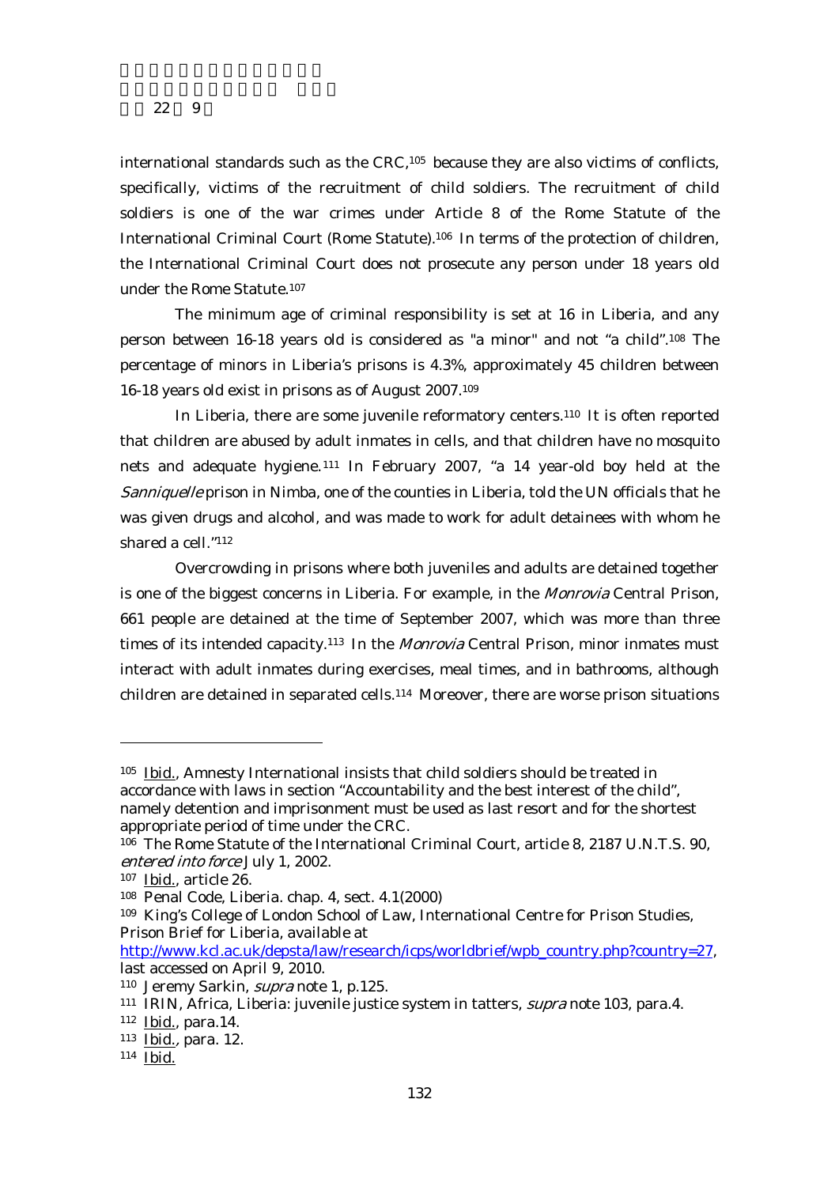international standards such as the CRC,[105] because they are also victims of conflicts, specifically, victims of the recruitment of child soldiers. The recruitment of child soldiers is one of the war crimes under Article 8 of the Rome Statute of the International Criminal Court (Rome Statute).[106] In terms of the protection of children, the International Criminal Court does not prosecute any person under 18 years old under the Rome Statute.[107]

The minimum age of criminal responsibility is set at 16 in Liberia, and any person between 16-18 years old is considered as "a minor" and not "a child".[108] The percentage of minors in Liberia's prisons is 4.3%, approximately 45 children between 16-18 years old exist in prisons as of August 2007.[109]

In Liberia, there are some juvenile reformatory centers.[110] It is often reported that children are abused by adult inmates in cells, and that children have no mosquito nets and adequate hygiene.[111] In February 2007, "a 14 year-old boy held at the *Sanniquelle* prison in Nimba, one of the counties in Liberia, told the UN officials that he was given drugs and alcohol, and was made to work for adult detainees with whom he shared a cell."[112]

Overcrowding in prisons where both juveniles and adults are detained together is one of the biggest concerns in Liberia. For example, in the *Monrovia* Central Prison, 661 people are detained at the time of September 2007, which was more than three times of its intended capacity.[113] In the *Monrovia* Central Prison, minor inmates must interact with adult inmates during exercises, meal times, and in bathrooms, although children are detained in separated cells.[114] Moreover, there are worse prison situations

---

[105] Ibid., Amnesty International insists that child soldiers should be treated in accordance with laws in section "Accountability and the best interest of the child", namely detention and imprisonment must be used as last resort and for the shortest appropriate period of time under the CRC.

[106] The Rome Statute of the International Criminal Court, article 8, 2187 U.N.T.S. 90, *entered into force* July 1, 2002.

[107] Ibid., article 26.

[108] Penal Code, Liberia. chap. 4, sect. 4.1(2000)

[109] King's College of London School of Law, International Centre for Prison Studies, Prison Brief for Liberia, available at http://www.kcl.ac.uk/depsta/law/research/icps/worldbrief/wpb_country.php?country=27, last accessed on April 9, 2010.

[110] Jeremy Sarkin, *supra* note 1, p.125.

[111] IRIN, Africa, Liberia: juvenile justice system in tatters, *supra* note 103, para.4.

[112] Ibid., para.14.

[113] Ibid., para. 12.

[114] Ibid.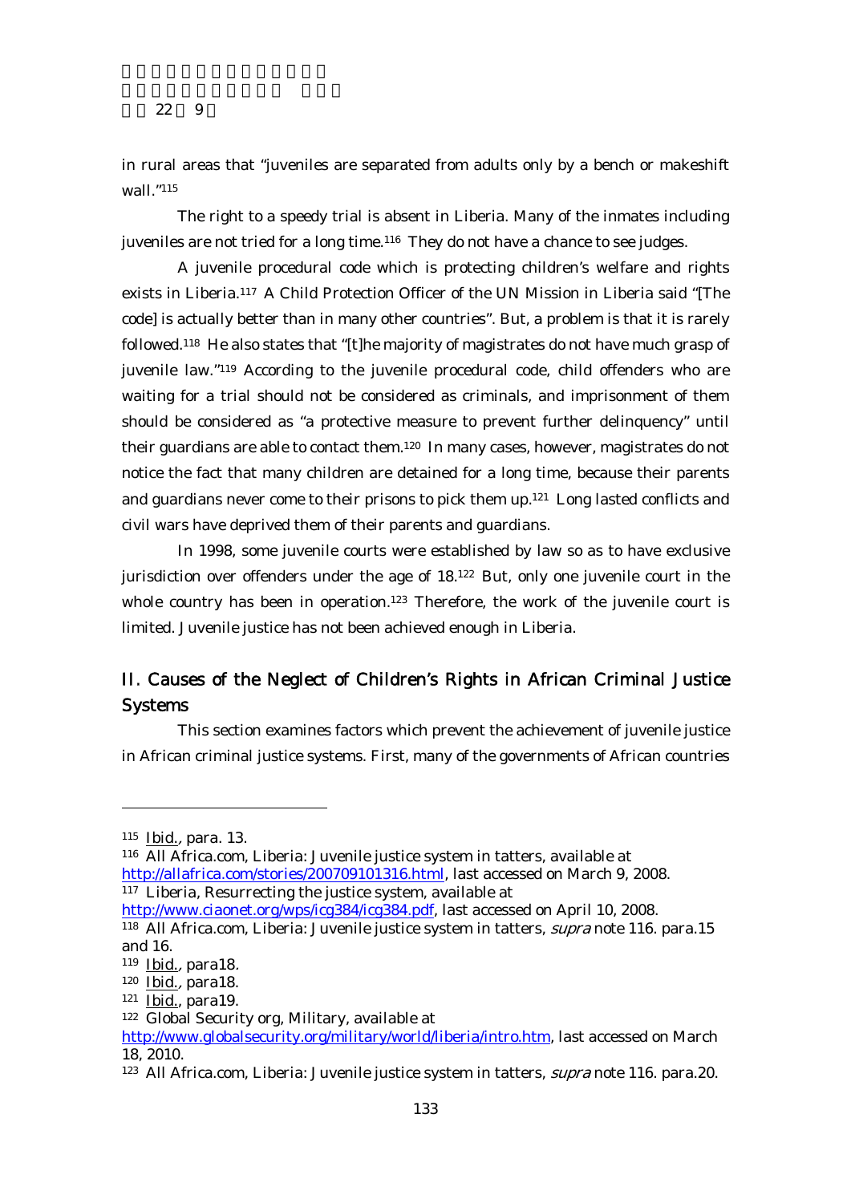in rural areas that "juveniles are separated from adults only by a bench or makeshift wall."[115]

The right to a speedy trial is absent in Liberia. Many of the inmates including juveniles are not tried for a long time.[116] They do not have a chance to see judges.

A juvenile procedural code which is protecting children's welfare and rights exists in Liberia.[117] A Child Protection Officer of the UN Mission in Liberia said "[The code] is actually better than in many other countries". But, a problem is that it is rarely followed.[118] He also states that "[t]he majority of magistrates do not have much grasp of juvenile law."[119] According to the juvenile procedural code, child offenders who are waiting for a trial should not be considered as criminals, and imprisonment of them should be considered as "a protective measure to prevent further delinquency" until their guardians are able to contact them.[120] In many cases, however, magistrates do not notice the fact that many children are detained for a long time, because their parents and guardians never come to their prisons to pick them up.[121] Long lasted conflicts and civil wars have deprived them of their parents and guardians.

In 1998, some juvenile courts were established by law so as to have exclusive jurisdiction over offenders under the age of 18.[122] But, only one juvenile court in the whole country has been in operation.[123] Therefore, the work of the juvenile court is limited. Juvenile justice has not been achieved enough in Liberia.

## II. Causes of the Neglect of Children's Rights in African Criminal Justice Systems

This section examines factors which prevent the achievement of juvenile justice in African criminal justice systems. First, many of the governments of African countries

---

[115] Ibid., para. 13.

[116] All Africa.com, Liberia: Juvenile justice system in tatters, available at http://allafrica.com/stories/200709101316.html, last accessed on March 9, 2008.

[117] Liberia, Resurrecting the justice system, available at http://www.ciaonet.org/wps/icg384/icg384.pdf, last accessed on April 10, 2008.

[118] All Africa.com, Liberia: Juvenile justice system in tatters, *supra* note 116. para.15 and 16.

[119] Ibid., para18.

[120] Ibid., para18.

[121] Ibid., para19.

[122] Global Security org, Military, available at http://www.globalsecurity.org/military/world/liberia/intro.htm, last accessed on March 18, 2010.

[123] All Africa.com, Liberia: Juvenile justice system in tatters, *supra* note 116. para.20.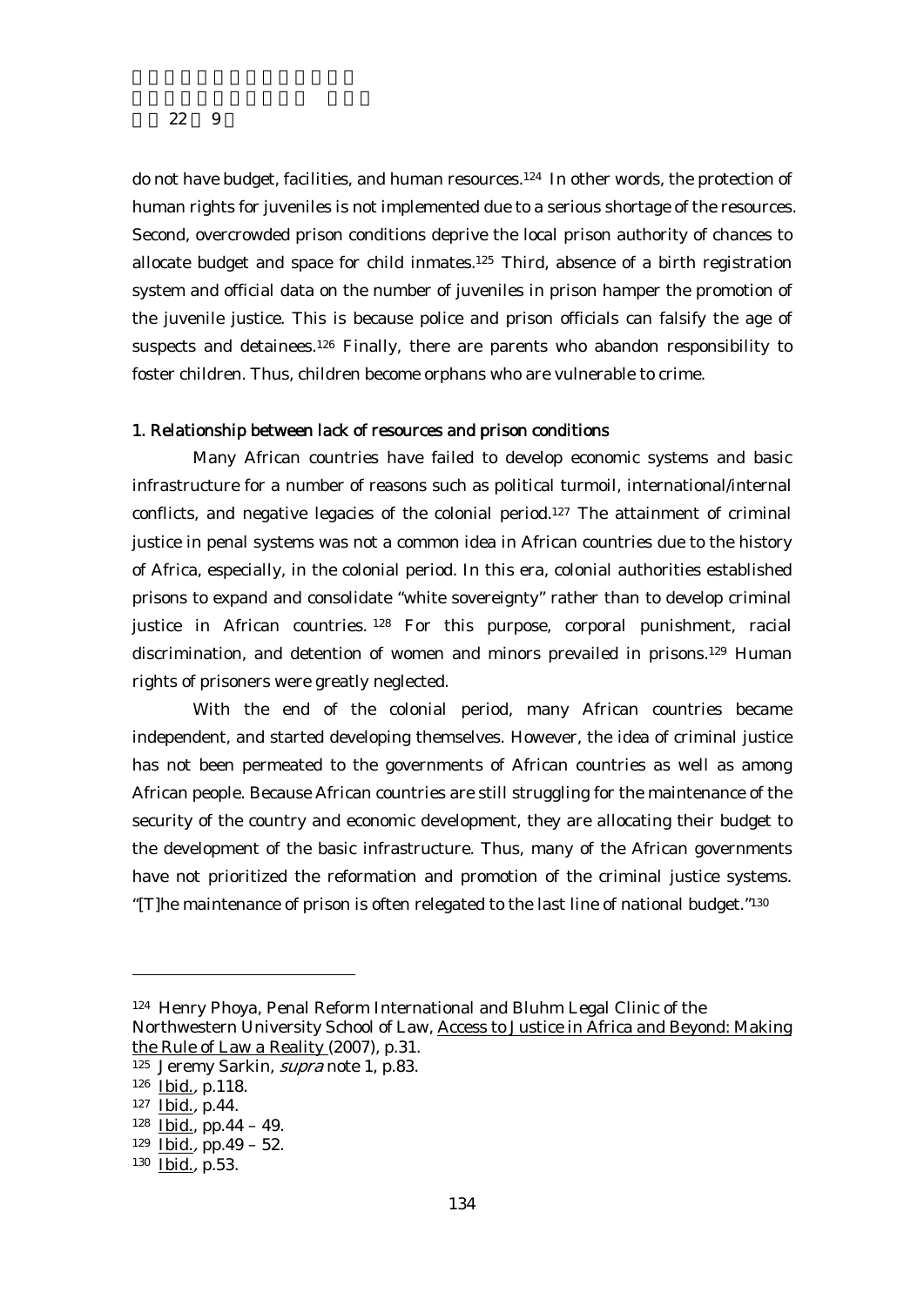do not have budget, facilities, and human resources.[124] In other words, the protection of human rights for juveniles is not implemented due to a serious shortage of the resources. Second, overcrowded prison conditions deprive the local prison authority of chances to allocate budget and space for child inmates.[125] Third, absence of a birth registration system and official data on the number of juveniles in prison hamper the promotion of the juvenile justice. This is because police and prison officials can falsify the age of suspects and detainees.[126] Finally, there are parents who abandon responsibility to foster children. Thus, children become orphans who are vulnerable to crime.

### 1. Relationship between lack of resources and prison conditions

Many African countries have failed to develop economic systems and basic infrastructure for a number of reasons such as political turmoil, international/internal conflicts, and negative legacies of the colonial period.[127] The attainment of criminal justice in penal systems was not a common idea in African countries due to the history of Africa, especially, in the colonial period. In this era, colonial authorities established prisons to expand and consolidate "white sovereignty" rather than to develop criminal justice in African countries.[128] For this purpose, corporal punishment, racial discrimination, and detention of women and minors prevailed in prisons.[129] Human rights of prisoners were greatly neglected.

With the end of the colonial period, many African countries became independent, and started developing themselves. However, the idea of criminal justice has not been permeated to the governments of African countries as well as among African people. Because African countries are still struggling for the maintenance of the security of the country and economic development, they are allocating their budget to the development of the basic infrastructure. Thus, many of the African governments have not prioritized the reformation and promotion of the criminal justice systems. "[T]he maintenance of prison is often relegated to the last line of national budget."[130]

---

[124] Henry Phoya, Penal Reform International and Bluhm Legal Clinic of the Northwestern University School of Law, Access to Justice in Africa and Beyond: Making the Rule of Law a Reality (2007), p.31.

[125] Jeremy Sarkin, *supra* note 1, p.83.

[126] Ibid., p.118.

[127] Ibid., p.44.

[128] Ibid., pp.44 – 49.

[129] Ibid., pp.49 – 52.

[130] Ibid., p.53.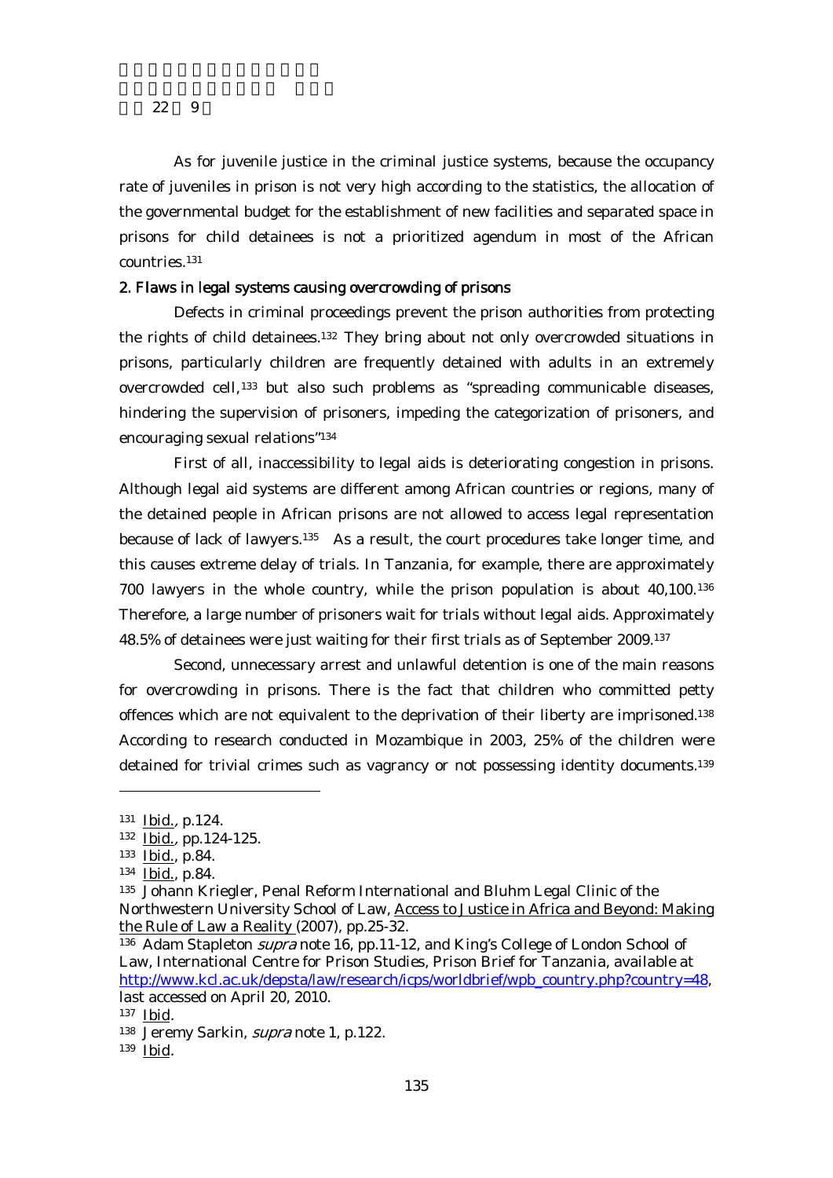As for juvenile justice in the criminal justice systems, because the occupancy rate of juveniles in prison is not very high according to the statistics, the allocation of the governmental budget for the establishment of new facilities and separated space in prisons for child detainees is not a prioritized agendum in most of the African countries.[131]

### 2. Flaws in legal systems causing overcrowding of prisons

Defects in criminal proceedings prevent the prison authorities from protecting the rights of child detainees.[132] They bring about not only overcrowded situations in prisons, particularly children are frequently detained with adults in an extremely overcrowded cell,[133] but also such problems as "spreading communicable diseases, hindering the supervision of prisoners, impeding the categorization of prisoners, and encouraging sexual relations"[134]

First of all, inaccessibility to legal aids is deteriorating congestion in prisons. Although legal aid systems are different among African countries or regions, many of the detained people in African prisons are not allowed to access legal representation because of lack of lawyers.[135] As a result, the court procedures take longer time, and this causes extreme delay of trials. In Tanzania, for example, there are approximately 700 lawyers in the whole country, while the prison population is about 40,100.[136] Therefore, a large number of prisoners wait for trials without legal aids. Approximately 48.5% of detainees were just waiting for their first trials as of September 2009.[137]

Second, unnecessary arrest and unlawful detention is one of the main reasons for overcrowding in prisons. There is the fact that children who committed petty offences which are not equivalent to the deprivation of their liberty are imprisoned.[138] According to research conducted in Mozambique in 2003, 25% of the children were detained for trivial crimes such as vagrancy or not possessing identity documents.[139]

---

[131] Ibid., p.124.

[132] Ibid., pp.124-125.

[133] Ibid., p.84.

[134] Ibid., p.84.

[135] Johann Kriegler, Penal Reform International and Bluhm Legal Clinic of the Northwestern University School of Law, Access to Justice in Africa and Beyond: Making the Rule of Law a Reality (2007), pp.25-32.

[136] Adam Stapleton *supra* note 16, pp.11-12, and King's College of London School of Law, International Centre for Prison Studies, Prison Brief for Tanzania, available at http://www.kcl.ac.uk/depsta/law/research/icps/worldbrief/wpb_country.php?country=48, last accessed on April 20, 2010.

[137] Ibid.

[138] Jeremy Sarkin, *supra* note 1, p.122.

[139] Ibid.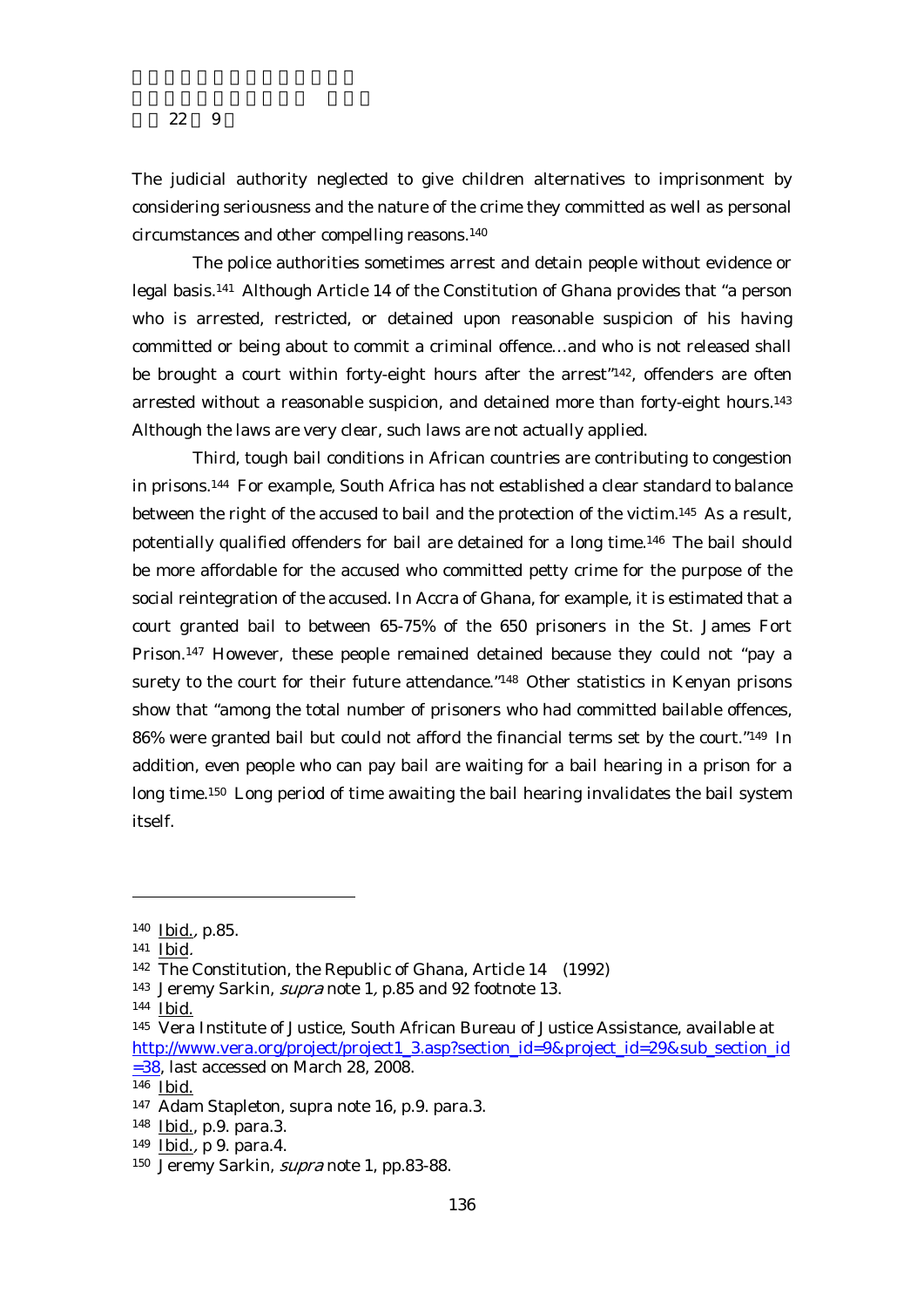The judicial authority neglected to give children alternatives to imprisonment by considering seriousness and the nature of the crime they committed as well as personal circumstances and other compelling reasons.[140]

The police authorities sometimes arrest and detain people without evidence or legal basis.[141] Although Article 14 of the Constitution of Ghana provides that "a person who is arrested, restricted, or detained upon reasonable suspicion of his having committed or being about to commit a criminal offence…and who is not released shall be brought a court within forty-eight hours after the arrest"[142], offenders are often arrested without a reasonable suspicion, and detained more than forty-eight hours.[143] Although the laws are very clear, such laws are not actually applied.

Third, tough bail conditions in African countries are contributing to congestion in prisons.[144] For example, South Africa has not established a clear standard to balance between the right of the accused to bail and the protection of the victim.[145] As a result, potentially qualified offenders for bail are detained for a long time.[146] The bail should be more affordable for the accused who committed petty crime for the purpose of the social reintegration of the accused. In Accra of Ghana, for example, it is estimated that a court granted bail to between 65-75% of the 650 prisoners in the St. James Fort Prison.[147] However, these people remained detained because they could not "pay a surety to the court for their future attendance."[148] Other statistics in Kenyan prisons show that "among the total number of prisoners who had committed bailable offences, 86% were granted bail but could not afford the financial terms set by the court."[149] In addition, even people who can pay bail are waiting for a bail hearing in a prison for a long time.[150] Long period of time awaiting the bail hearing invalidates the bail system itself.

---

[140] Ibid., p.85.
[141] Ibid.
[142] The Constitution, the Republic of Ghana, Article 14 (1992)
[143] Jeremy Sarkin, *supra* note 1, p.85 and 92 footnote 13.
[144] Ibid.
[145] Vera Institute of Justice, South African Bureau of Justice Assistance, available at http://www.vera.org/project/project1_3.asp?section_id=9&project_id=29&sub_section_id=38, last accessed on March 28, 2008.
[146] Ibid.
[147] Adam Stapleton, supra note 16, p.9. para.3.
[148] Ibid., p.9. para.3.
[149] Ibid., p 9. para.4.
[150] Jeremy Sarkin, *supra* note 1, pp.83-88.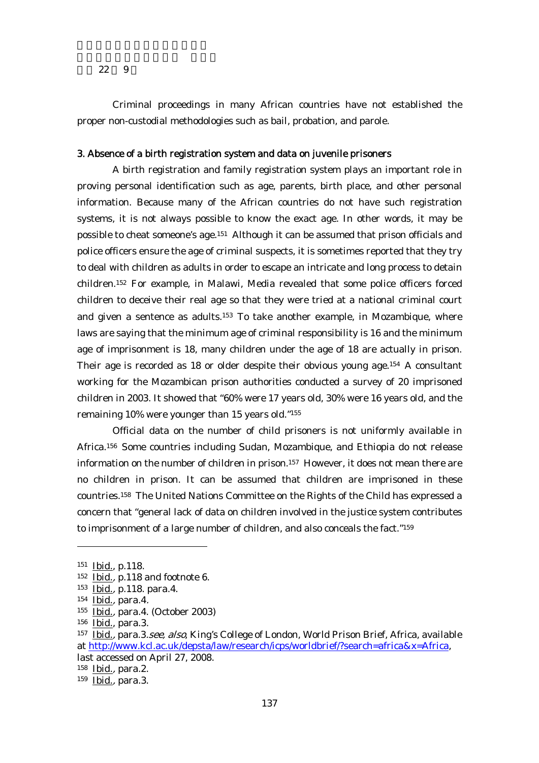Criminal proceedings in many African countries have not established the proper non-custodial methodologies such as bail, probation, and parole.

### 3. Absence of a birth registration system and data on juvenile prisoners

A birth registration and family registration system plays an important role in proving personal identification such as age, parents, birth place, and other personal information. Because many of the African countries do not have such registration systems, it is not always possible to know the exact age. In other words, it may be possible to cheat someone's age.[151] Although it can be assumed that prison officials and police officers ensure the age of criminal suspects, it is sometimes reported that they try to deal with children as adults in order to escape an intricate and long process to detain children.[152] For example, in Malawi, Media revealed that some police officers forced children to deceive their real age so that they were tried at a national criminal court and given a sentence as adults.[153] To take another example, in Mozambique, where laws are saying that the minimum age of criminal responsibility is 16 and the minimum age of imprisonment is 18, many children under the age of 18 are actually in prison. Their age is recorded as 18 or older despite their obvious young age.[154] A consultant working for the Mozambican prison authorities conducted a survey of 20 imprisoned children in 2003. It showed that "60% were 17 years old, 30% were 16 years old, and the remaining 10% were younger than 15 years old."[155]

Official data on the number of child prisoners is not uniformly available in Africa.[156] Some countries including Sudan, Mozambique, and Ethiopia do not release information on the number of children in prison.[157] However, it does not mean there are no children in prison. It can be assumed that children are imprisoned in these countries.[158] The United Nations Committee on the Rights of the Child has expressed a concern that "general lack of data on children involved in the justice system contributes to imprisonment of a large number of children, and also conceals the fact."[159]

---

151 Ibid., p.118.
152 Ibid., p.118 and footnote 6.
153 Ibid., p.118. para.4.
154 Ibid., para.4.
155 Ibid., para.4. (October 2003)
156 Ibid., para.3.
157 Ibid., para.3. *see, also*, King's College of London, World Prison Brief, Africa, available at http://www.kcl.ac.uk/depsta/law/research/icps/worldbrief/?search=africa&x=Africa, last accessed on April 27, 2008.
158 Ibid., para.2.
159 Ibid., para.3.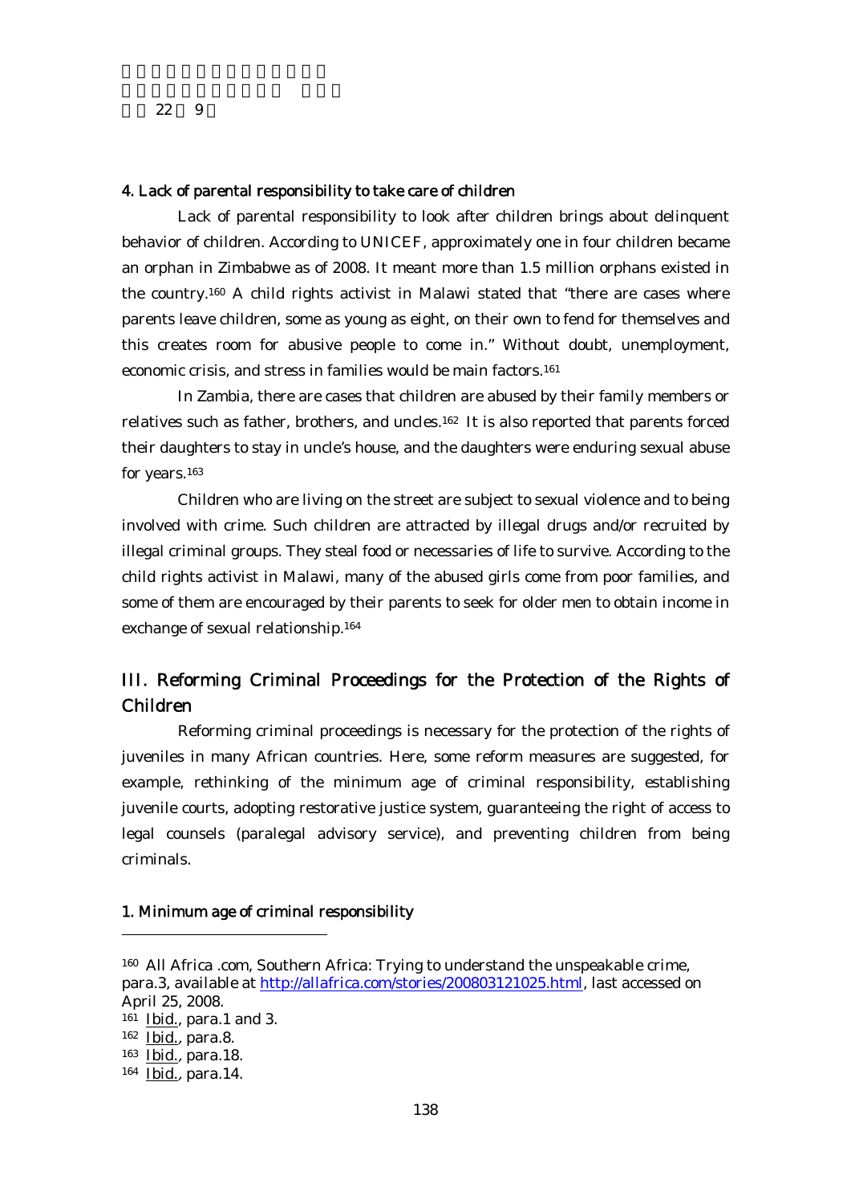### 4. Lack of parental responsibility to take care of children

Lack of parental responsibility to look after children brings about delinquent behavior of children. According to UNICEF, approximately one in four children became an orphan in Zimbabwe as of 2008. It meant more than 1.5 million orphans existed in the country.[160] A child rights activist in Malawi stated that "there are cases where parents leave children, some as young as eight, on their own to fend for themselves and this creates room for abusive people to come in." Without doubt, unemployment, economic crisis, and stress in families would be main factors.[161]

In Zambia, there are cases that children are abused by their family members or relatives such as father, brothers, and uncles.[162] It is also reported that parents forced their daughters to stay in uncle's house, and the daughters were enduring sexual abuse for years.[163]

Children who are living on the street are subject to sexual violence and to being involved with crime. Such children are attracted by illegal drugs and/or recruited by illegal criminal groups. They steal food or necessaries of life to survive. According to the child rights activist in Malawi, many of the abused girls come from poor families, and some of them are encouraged by their parents to seek for older men to obtain income in exchange of sexual relationship.[164]

## III. Reforming Criminal Proceedings for the Protection of the Rights of Children

Reforming criminal proceedings is necessary for the protection of the rights of juveniles in many African countries. Here, some reform measures are suggested, for example, rethinking of the minimum age of criminal responsibility, establishing juvenile courts, adopting restorative justice system, guaranteeing the right of access to legal counsels (paralegal advisory service), and preventing children from being criminals.

### 1. Minimum age of criminal responsibility

---

[160] All Africa .com, Southern Africa: Trying to understand the unspeakable crime, para.3, available at http://allafrica.com/stories/200803121025.html, last accessed on April 25, 2008.

[161] Ibid., para.1 and 3.

[162] Ibid., para.8.

[163] Ibid., para.18.

[164] Ibid., para.14.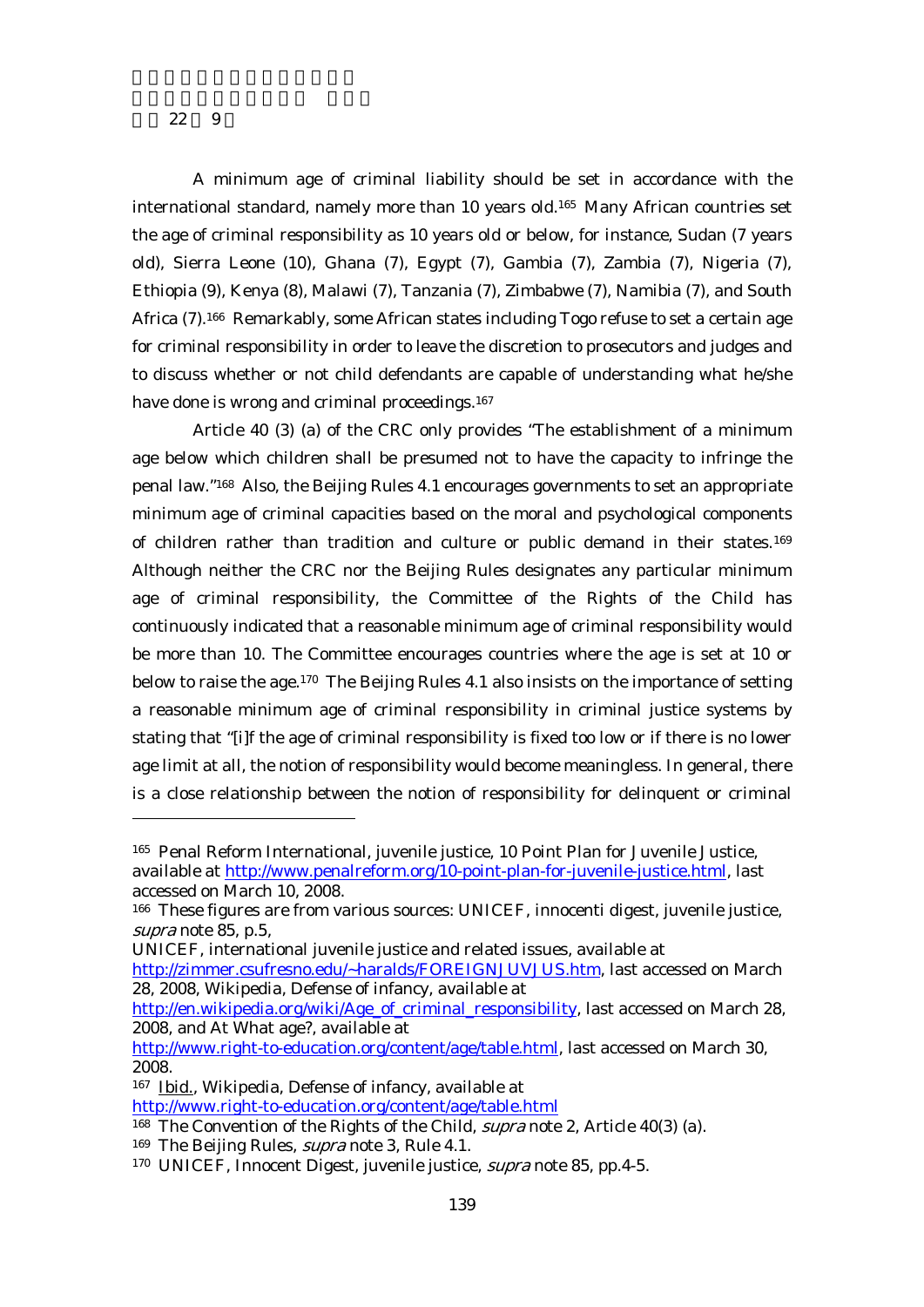A minimum age of criminal liability should be set in accordance with the international standard, namely more than 10 years old.[165] Many African countries set the age of criminal responsibility as 10 years old or below, for instance, Sudan (7 years old), Sierra Leone (10), Ghana (7), Egypt (7), Gambia (7), Zambia (7), Nigeria (7), Ethiopia (9), Kenya (8), Malawi (7), Tanzania (7), Zimbabwe (7), Namibia (7), and South Africa (7).[166] Remarkably, some African states including Togo refuse to set a certain age for criminal responsibility in order to leave the discretion to prosecutors and judges and to discuss whether or not child defendants are capable of understanding what he/she have done is wrong and criminal proceedings.[167]

Article 40 (3) (a) of the CRC only provides "The establishment of a minimum age below which children shall be presumed not to have the capacity to infringe the penal law."[168] Also, the Beijing Rules 4.1 encourages governments to set an appropriate minimum age of criminal capacities based on the moral and psychological components of children rather than tradition and culture or public demand in their states.[169] Although neither the CRC nor the Beijing Rules designates any particular minimum age of criminal responsibility, the Committee of the Rights of the Child has continuously indicated that a reasonable minimum age of criminal responsibility would be more than 10. The Committee encourages countries where the age is set at 10 or below to raise the age.[170] The Beijing Rules 4.1 also insists on the importance of setting a reasonable minimum age of criminal responsibility in criminal justice systems by stating that "[i]f the age of criminal responsibility is fixed too low or if there is no lower age limit at all, the notion of responsibility would become meaningless. In general, there is a close relationship between the notion of responsibility for delinquent or criminal

---

[165] Penal Reform International, juvenile justice, 10 Point Plan for Juvenile Justice, available at http://www.penalreform.org/10-point-plan-for-juvenile-justice.html, last accessed on March 10, 2008.

[166] These figures are from various sources: UNICEF, innocenti digest, juvenile justice, *supra* note 85, p.5, UNICEF, international juvenile justice and related issues, available at http://zimmer.csufresno.edu/~haralds/FOREIGNJUVJUS.htm, last accessed on March 28, 2008, Wikipedia, Defense of infancy, available at http://en.wikipedia.org/wiki/Age_of_criminal_responsibility, last accessed on March 28, 2008, and At What age?, available at http://www.right-to-education.org/content/age/table.html, last accessed on March 30, 2008.

[167] Ibid., Wikipedia, Defense of infancy, available at http://www.right-to-education.org/content/age/table.html

[168] The Convention of the Rights of the Child, *supra* note 2, Article 40(3) (a).

[169] The Beijing Rules, *supra* note 3, Rule 4.1.

[170] UNICEF, Innocent Digest, juvenile justice, *supra* note 85, pp.4-5.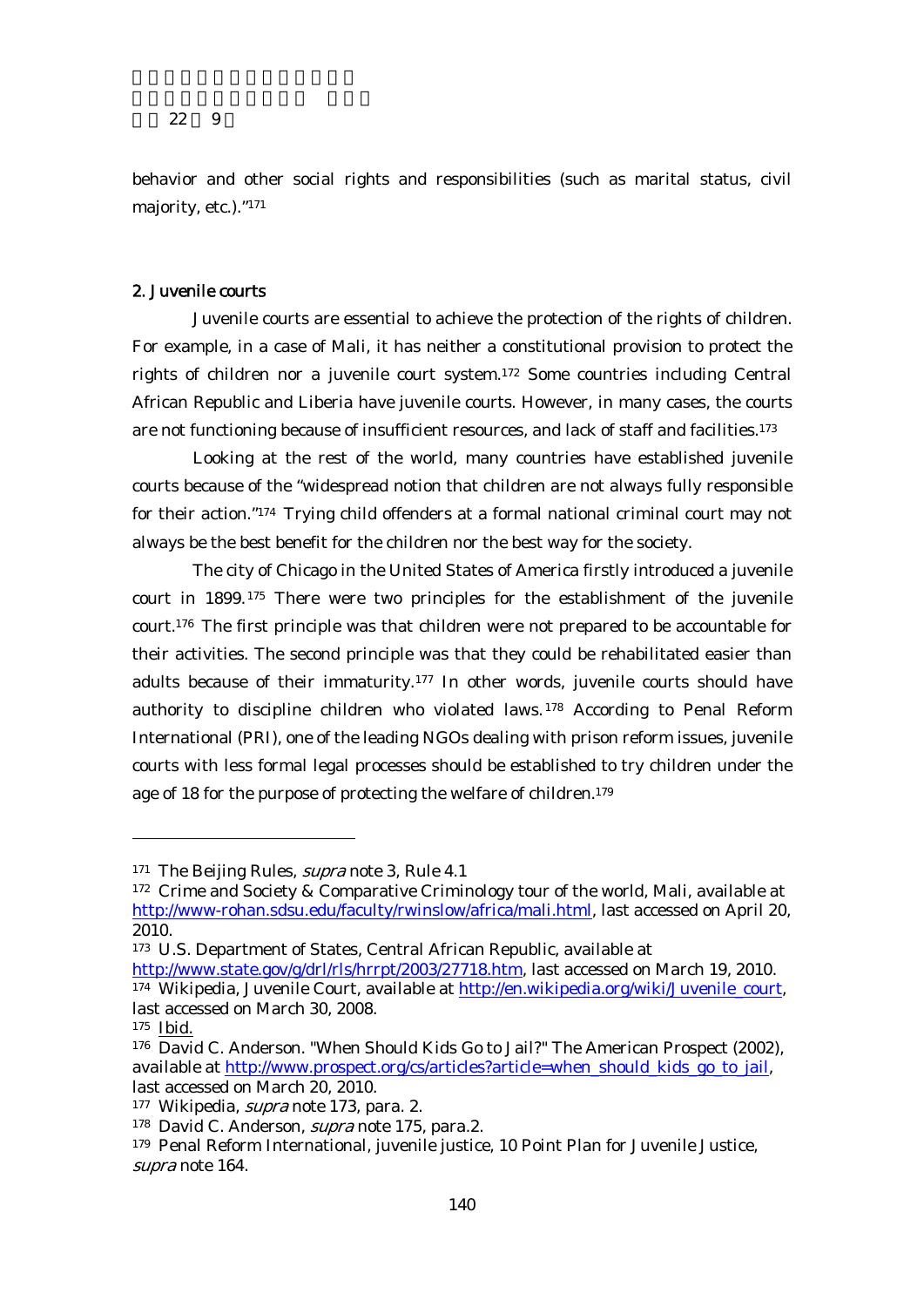behavior and other social rights and responsibilities (such as marital status, civil majority, etc.)."[171]

## 2. Juvenile courts

Juvenile courts are essential to achieve the protection of the rights of children. For example, in a case of Mali, it has neither a constitutional provision to protect the rights of children nor a juvenile court system.[172] Some countries including Central African Republic and Liberia have juvenile courts. However, in many cases, the courts are not functioning because of insufficient resources, and lack of staff and facilities.[173]

Looking at the rest of the world, many countries have established juvenile courts because of the "widespread notion that children are not always fully responsible for their action."[174] Trying child offenders at a formal national criminal court may not always be the best benefit for the children nor the best way for the society.

The city of Chicago in the United States of America firstly introduced a juvenile court in 1899.[175] There were two principles for the establishment of the juvenile court.[176] The first principle was that children were not prepared to be accountable for their activities. The second principle was that they could be rehabilitated easier than adults because of their immaturity.[177] In other words, juvenile courts should have authority to discipline children who violated laws.[178] According to Penal Reform International (PRI), one of the leading NGOs dealing with prison reform issues, juvenile courts with less formal legal processes should be established to try children under the age of 18 for the purpose of protecting the welfare of children.[179]

---

[171] The Beijing Rules, *supra* note 3, Rule 4.1

[172] Crime and Society & Comparative Criminology tour of the world, Mali, available at http://www-rohan.sdsu.edu/faculty/rwinslow/africa/mali.html, last accessed on April 20, 2010.

[173] U.S. Department of States, Central African Republic, available at http://www.state.gov/g/drl/rls/hrrpt/2003/27718.htm, last accessed on March 19, 2010.

[174] Wikipedia, Juvenile Court, available at http://en.wikipedia.org/wiki/Juvenile_court, last accessed on March 30, 2008.

[175] Ibid.

[176] David C. Anderson. "When Should Kids Go to Jail?" The American Prospect (2002), available at http://www.prospect.org/cs/articles?article=when_should_kids_go_to_jail, last accessed on March 20, 2010.

[177] Wikipedia, *supra* note 173, para. 2.

[178] David C. Anderson, *supra* note 175, para.2.

[179] Penal Reform International, juvenile justice, 10 Point Plan for Juvenile Justice, *supra* note 164.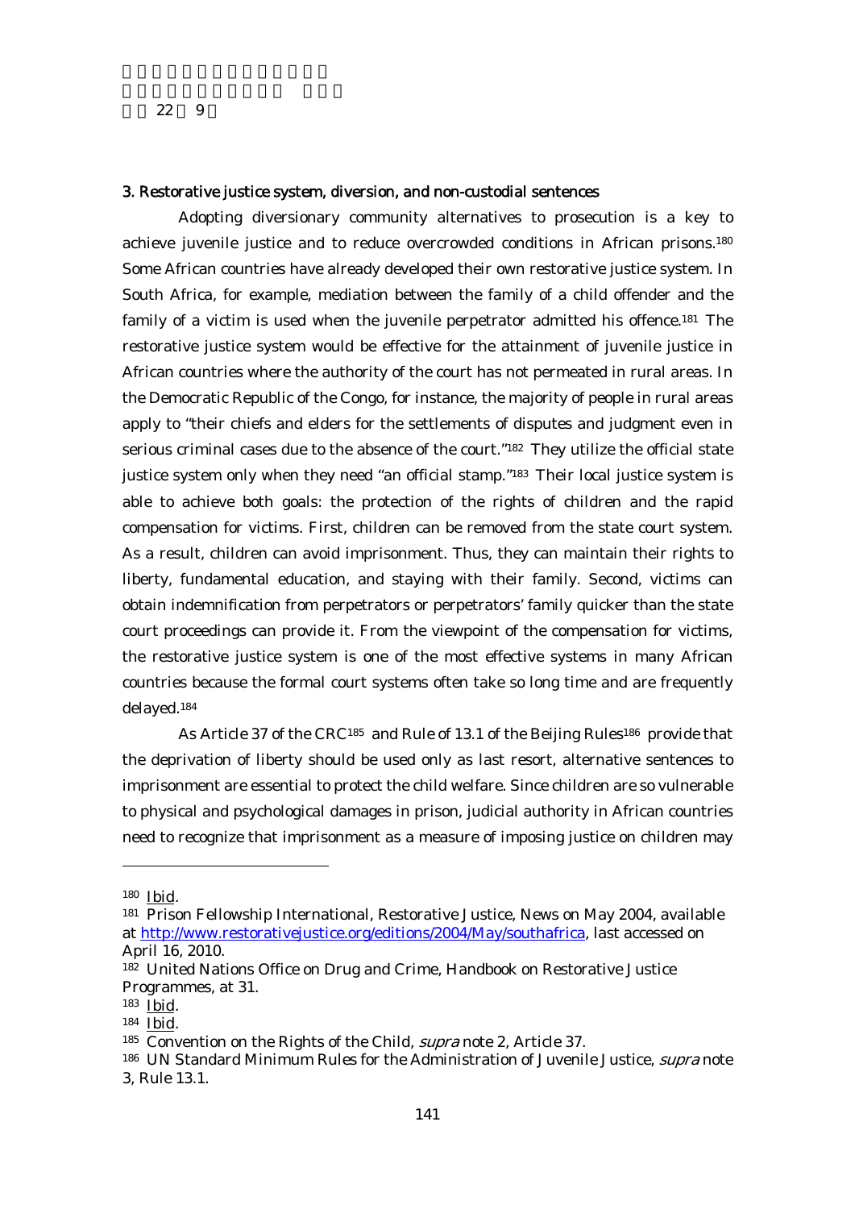### 3. Restorative justice system, diversion, and non-custodial sentences

Adopting diversionary community alternatives to prosecution is a key to achieve juvenile justice and to reduce overcrowded conditions in African prisons.[180] Some African countries have already developed their own restorative justice system. In South Africa, for example, mediation between the family of a child offender and the family of a victim is used when the juvenile perpetrator admitted his offence.[181] The restorative justice system would be effective for the attainment of juvenile justice in African countries where the authority of the court has not permeated in rural areas. In the Democratic Republic of the Congo, for instance, the majority of people in rural areas apply to "their chiefs and elders for the settlements of disputes and judgment even in serious criminal cases due to the absence of the court."[182] They utilize the official state justice system only when they need "an official stamp."[183] Their local justice system is able to achieve both goals: the protection of the rights of children and the rapid compensation for victims. First, children can be removed from the state court system. As a result, children can avoid imprisonment. Thus, they can maintain their rights to liberty, fundamental education, and staying with their family. Second, victims can obtain indemnification from perpetrators or perpetrators' family quicker than the state court proceedings can provide it. From the viewpoint of the compensation for victims, the restorative justice system is one of the most effective systems in many African countries because the formal court systems often take so long time and are frequently delayed.[184]

As Article 37 of the CRC[185] and Rule of 13.1 of the Beijing Rules[186] provide that the deprivation of liberty should be used only as last resort, alternative sentences to imprisonment are essential to protect the child welfare. Since children are so vulnerable to physical and psychological damages in prison, judicial authority in African countries need to recognize that imprisonment as a measure of imposing justice on children may

---

[180] Ibid.

[181] Prison Fellowship International, Restorative Justice, News on May 2004, available at http://www.restorativejustice.org/editions/2004/May/southafrica, last accessed on April 16, 2010.

[182] United Nations Office on Drug and Crime, Handbook on Restorative Justice Programmes, at 31.

[183] Ibid.

[184] Ibid.

[185] Convention on the Rights of the Child, *supra* note 2, Article 37.

[186] UN Standard Minimum Rules for the Administration of Juvenile Justice, *supra* note 3, Rule 13.1.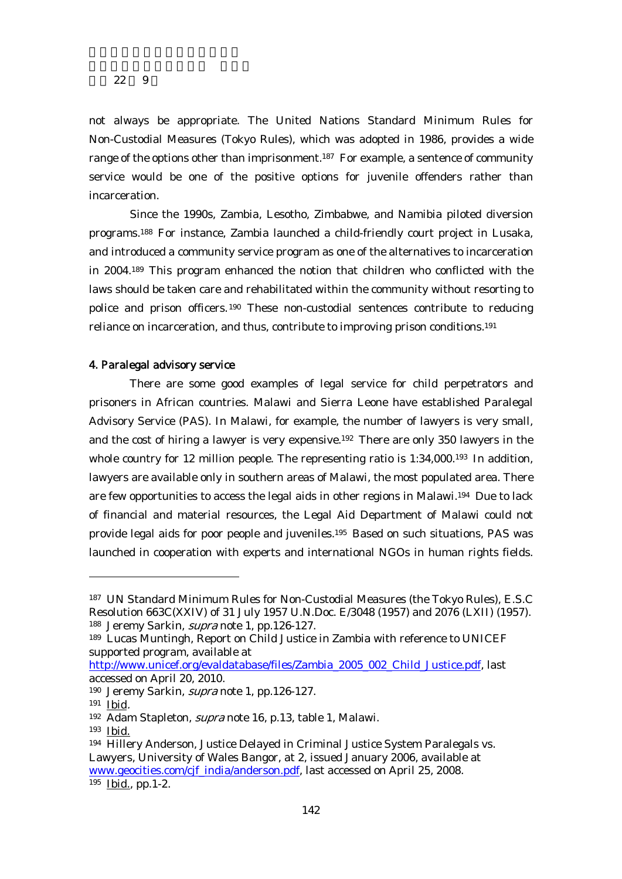not always be appropriate. The United Nations Standard Minimum Rules for Non-Custodial Measures (Tokyo Rules), which was adopted in 1986, provides a wide range of the options other than imprisonment.[187] For example, a sentence of community service would be one of the positive options for juvenile offenders rather than incarceration.

Since the 1990s, Zambia, Lesotho, Zimbabwe, and Namibia piloted diversion programs.[188] For instance, Zambia launched a child-friendly court project in Lusaka, and introduced a community service program as one of the alternatives to incarceration in 2004.[189] This program enhanced the notion that children who conflicted with the laws should be taken care and rehabilitated within the community without resorting to police and prison officers.[190] These non-custodial sentences contribute to reducing reliance on incarceration, and thus, contribute to improving prison conditions.[191]

### 4. Paralegal advisory service

There are some good examples of legal service for child perpetrators and prisoners in African countries. Malawi and Sierra Leone have established Paralegal Advisory Service (PAS). In Malawi, for example, the number of lawyers is very small, and the cost of hiring a lawyer is very expensive.[192] There are only 350 lawyers in the whole country for 12 million people. The representing ratio is 1:34,000.[193] In addition, lawyers are available only in southern areas of Malawi, the most populated area. There are few opportunities to access the legal aids in other regions in Malawi.[194] Due to lack of financial and material resources, the Legal Aid Department of Malawi could not provide legal aids for poor people and juveniles.[195] Based on such situations, PAS was launched in cooperation with experts and international NGOs in human rights fields.

---

187 UN Standard Minimum Rules for Non-Custodial Measures (the Tokyo Rules), E.S.C Resolution 663C(XXIV) of 31 July 1957 U.N.Doc. E/3048 (1957) and 2076 (LXII) (1957).

188 Jeremy Sarkin, *supra* note 1, pp.126-127.

189 Lucas Muntingh, Report on Child Justice in Zambia with reference to UNICEF supported program, available at http://www.unicef.org/evaldatabase/files/Zambia_2005_002_Child_Justice.pdf, last accessed on April 20, 2010.

190 Jeremy Sarkin, *supra* note 1, pp.126-127.

191 Ibid.

192 Adam Stapleton, *supra* note 16, p.13, table 1, Malawi.

193 Ibid.

194 Hillery Anderson, Justice Delayed in Criminal Justice System Paralegals vs. Lawyers, University of Wales Bangor, at 2, issued January 2006, available at www.geocities.com/cjf_india/anderson.pdf, last accessed on April 25, 2008.

195 Ibid., pp.1-2.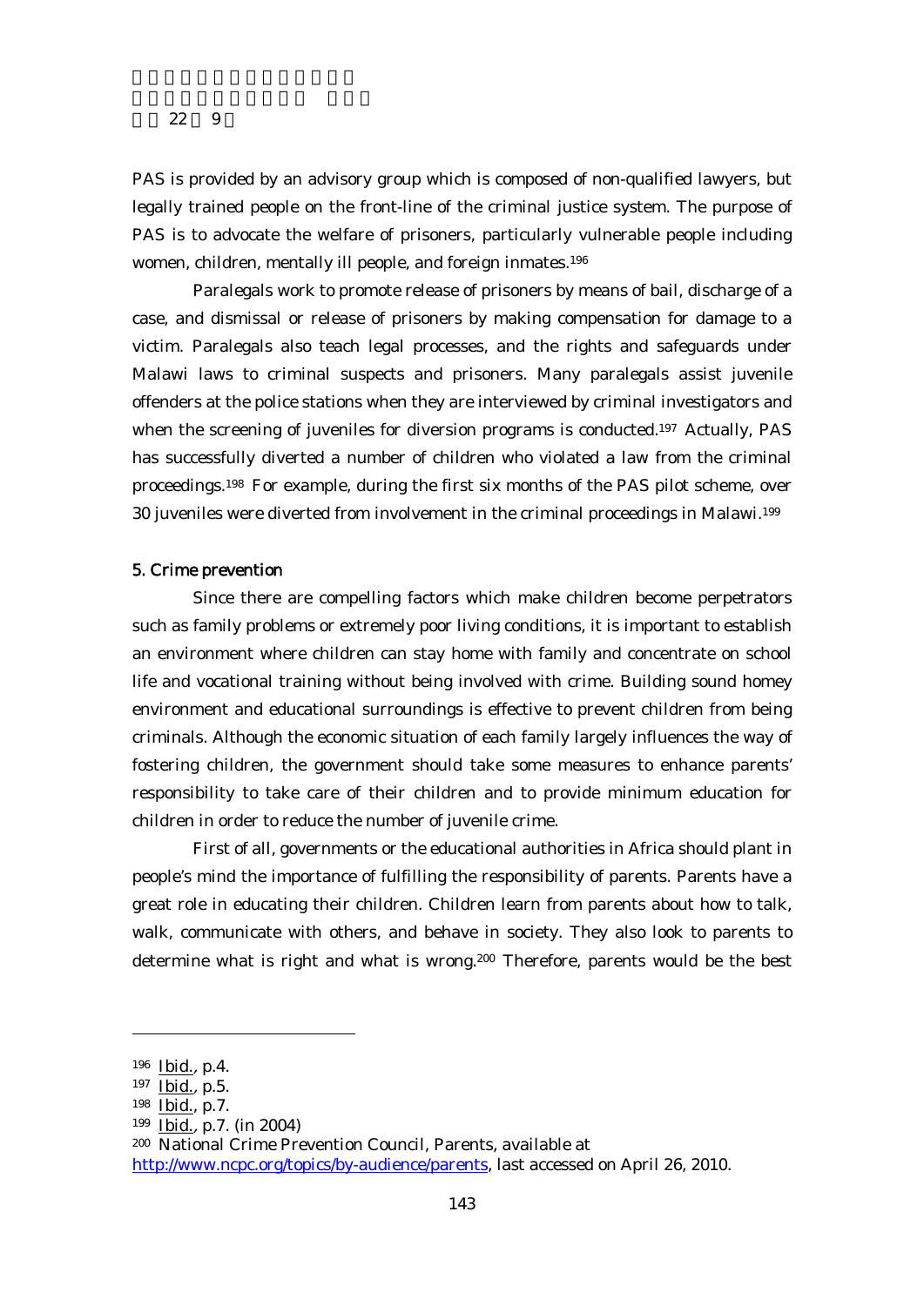PAS is provided by an advisory group which is composed of non-qualified lawyers, but legally trained people on the front-line of the criminal justice system. The purpose of PAS is to advocate the welfare of prisoners, particularly vulnerable people including women, children, mentally ill people, and foreign inmates.[196]

Paralegals work to promote release of prisoners by means of bail, discharge of a case, and dismissal or release of prisoners by making compensation for damage to a victim. Paralegals also teach legal processes, and the rights and safeguards under Malawi laws to criminal suspects and prisoners. Many paralegals assist juvenile offenders at the police stations when they are interviewed by criminal investigators and when the screening of juveniles for diversion programs is conducted.[197] Actually, PAS has successfully diverted a number of children who violated a law from the criminal proceedings.[198] For example, during the first six months of the PAS pilot scheme, over 30 juveniles were diverted from involvement in the criminal proceedings in Malawi.[199]

### 5. Crime prevention

Since there are compelling factors which make children become perpetrators such as family problems or extremely poor living conditions, it is important to establish an environment where children can stay home with family and concentrate on school life and vocational training without being involved with crime. Building sound homey environment and educational surroundings is effective to prevent children from being criminals. Although the economic situation of each family largely influences the way of fostering children, the government should take some measures to enhance parents' responsibility to take care of their children and to provide minimum education for children in order to reduce the number of juvenile crime.

First of all, governments or the educational authorities in Africa should plant in people's mind the importance of fulfilling the responsibility of parents. Parents have a great role in educating their children. Children learn from parents about how to talk, walk, communicate with others, and behave in society. They also look to parents to determine what is right and what is wrong.[200] Therefore, parents would be the best

---

[196] Ibid., p.4.

[197] Ibid., p.5.

[198] Ibid., p.7.

[199] Ibid., p.7. (in 2004)

[200] National Crime Prevention Council, Parents, available at http://www.ncpc.org/topics/by-audience/parents, last accessed on April 26, 2010.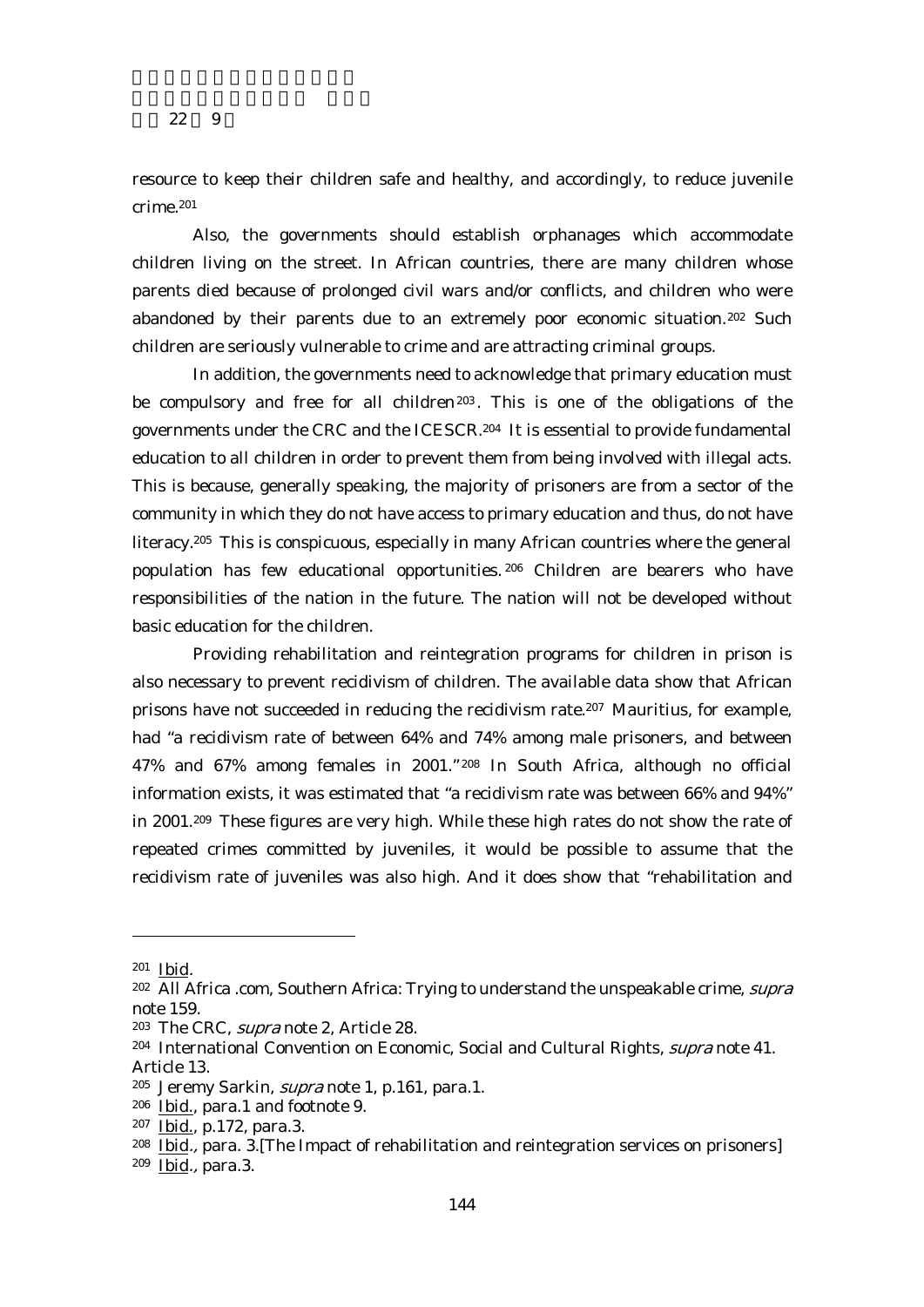resource to keep their children safe and healthy, and accordingly, to reduce juvenile crime.[201]

Also, the governments should establish orphanages which accommodate children living on the street. In African countries, there are many children whose parents died because of prolonged civil wars and/or conflicts, and children who were abandoned by their parents due to an extremely poor economic situation.[202] Such children are seriously vulnerable to crime and are attracting criminal groups.

In addition, the governments need to acknowledge that primary education must be compulsory and free for all children[203]. This is one of the obligations of the governments under the CRC and the ICESCR.[204] It is essential to provide fundamental education to all children in order to prevent them from being involved with illegal acts. This is because, generally speaking, the majority of prisoners are from a sector of the community in which they do not have access to primary education and thus, do not have literacy.[205] This is conspicuous, especially in many African countries where the general population has few educational opportunities.[206] Children are bearers who have responsibilities of the nation in the future. The nation will not be developed without basic education for the children.

Providing rehabilitation and reintegration programs for children in prison is also necessary to prevent recidivism of children. The available data show that African prisons have not succeeded in reducing the recidivism rate.[207] Mauritius, for example, had "a recidivism rate of between 64% and 74% among male prisoners, and between 47% and 67% among females in 2001."[208] In South Africa, although no official information exists, it was estimated that "a recidivism rate was between 66% and 94%" in 2001.[209] These figures are very high. While these high rates do not show the rate of repeated crimes committed by juveniles, it would be possible to assume that the recidivism rate of juveniles was also high. And it does show that "rehabilitation and

---

[201] Ibid.

[202] All Africa .com, Southern Africa: Trying to understand the unspeakable crime, *supra* note 159.

[203] The CRC, *supra* note 2, Article 28.

[204] International Convention on Economic, Social and Cultural Rights, *supra* note 41. Article 13.

[205] Jeremy Sarkin, *supra* note 1, p.161, para.1.

[206] Ibid., para.1 and footnote 9.

[207] Ibid., p.172, para.3.

[208] Ibid., para. 3.[The Impact of rehabilitation and reintegration services on prisoners]

[209] Ibid., para.3.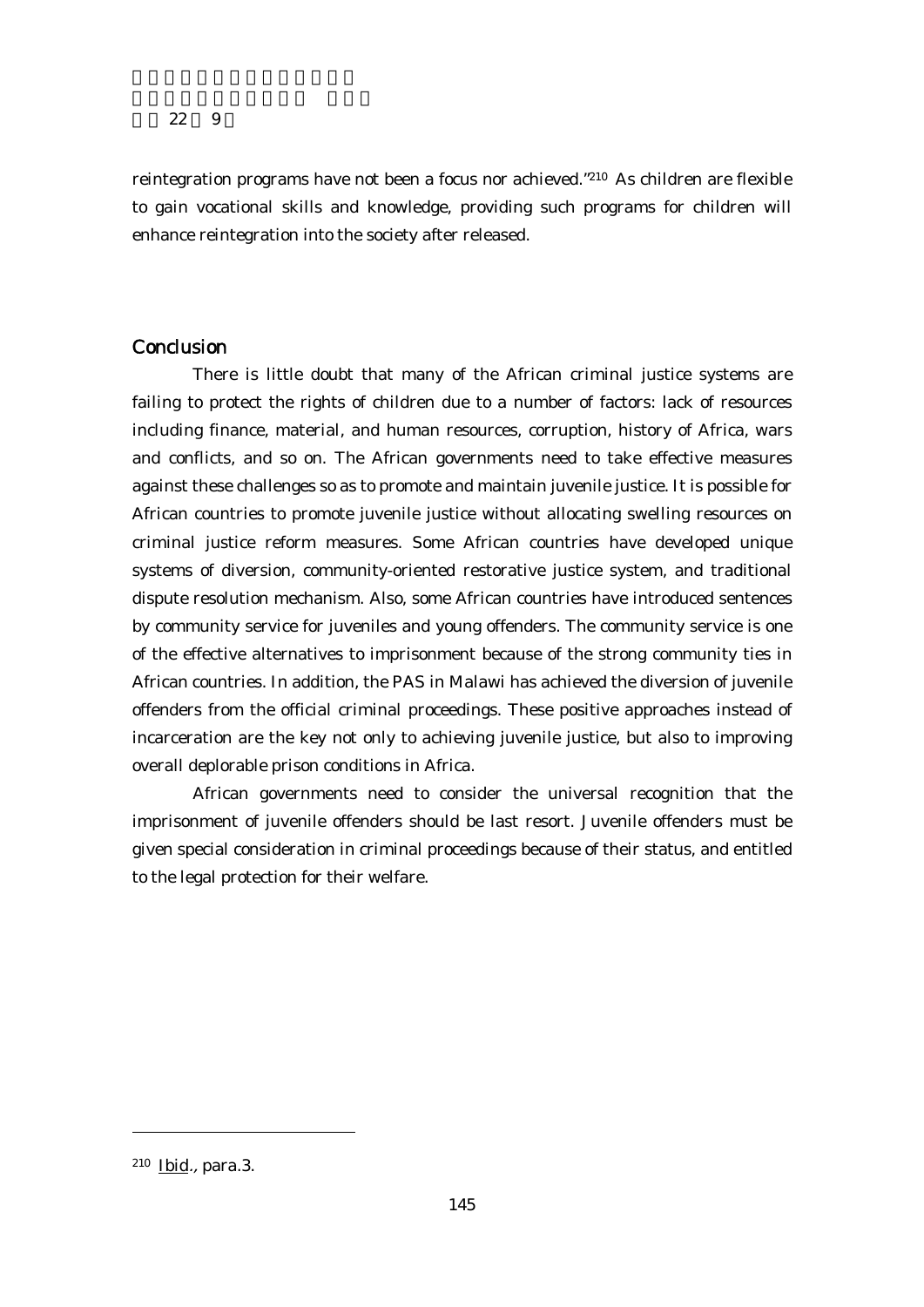reintegration programs have not been a focus nor achieved."[210] As children are flexible to gain vocational skills and knowledge, providing such programs for children will enhance reintegration into the society after released.

## Conclusion

There is little doubt that many of the African criminal justice systems are failing to protect the rights of children due to a number of factors: lack of resources including finance, material, and human resources, corruption, history of Africa, wars and conflicts, and so on. The African governments need to take effective measures against these challenges so as to promote and maintain juvenile justice. It is possible for African countries to promote juvenile justice without allocating swelling resources on criminal justice reform measures. Some African countries have developed unique systems of diversion, community-oriented restorative justice system, and traditional dispute resolution mechanism. Also, some African countries have introduced sentences by community service for juveniles and young offenders. The community service is one of the effective alternatives to imprisonment because of the strong community ties in African countries. In addition, the PAS in Malawi has achieved the diversion of juvenile offenders from the official criminal proceedings. These positive approaches instead of incarceration are the key not only to achieving juvenile justice, but also to improving overall deplorable prison conditions in Africa.

African governments need to consider the universal recognition that the imprisonment of juvenile offenders should be last resort. Juvenile offenders must be given special consideration in criminal proceedings because of their status, and entitled to the legal protection for their welfare.

---

[210] Ibid., para.3.